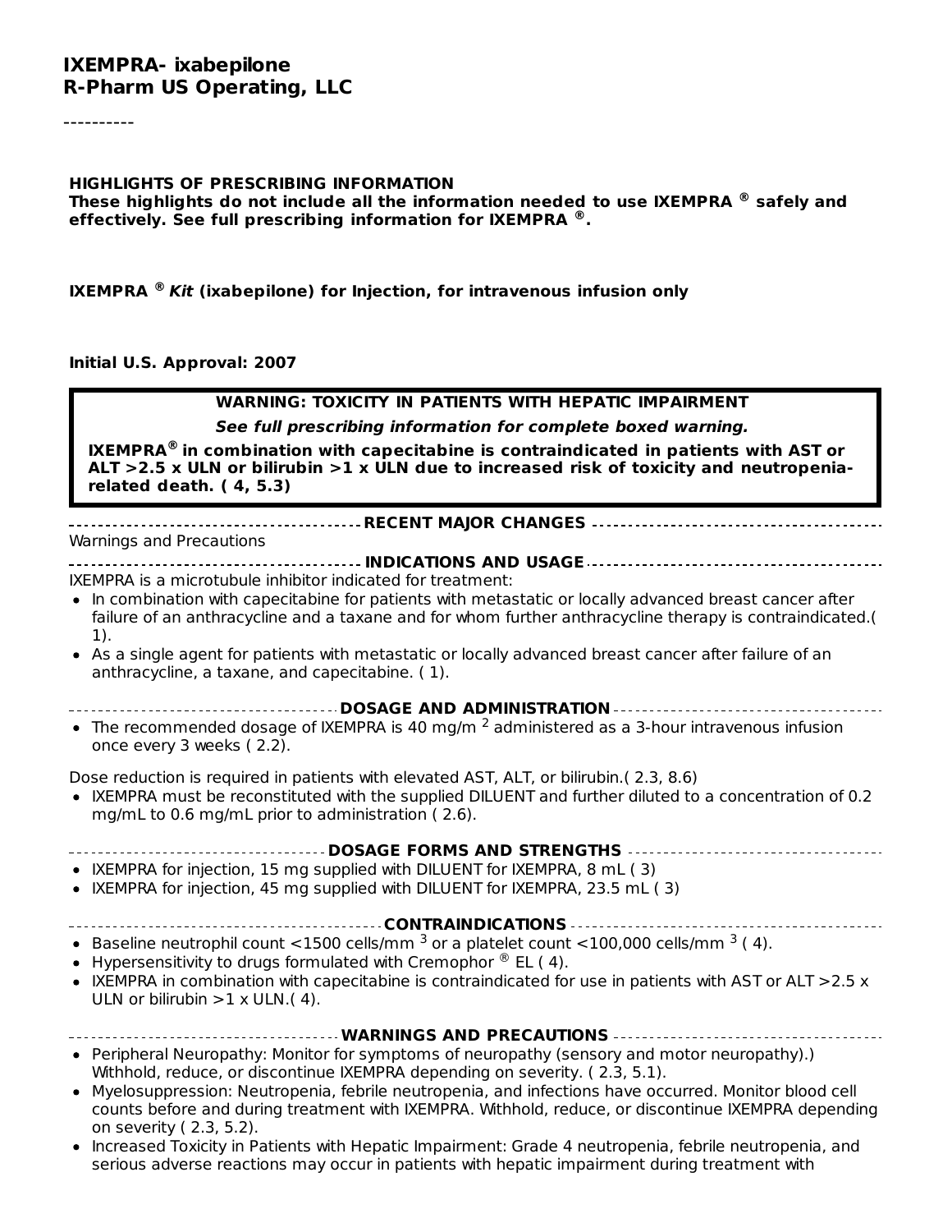# IXEMPRA- ixabepilone
## R-Pharm US Operating, LLC

----------

**HIGHLIGHTS OF PRESCRIBING INFORMATION**
**These highlights do not include all the information needed to use IXEMPRA ® safely and effectively. See full prescribing information for IXEMPRA ®.**

**IXEMPRA ® *Kit* (ixabepilone) for Injection, for intravenous infusion only**

**Initial U.S. Approval: 2007**

> **WARNING: TOXICITY IN PATIENTS WITH HEPATIC IMPAIRMENT**
>
> ***See full prescribing information for complete boxed warning.***
>
> **IXEMPRA® in combination with capecitabine is contraindicated in patients with AST or ALT >2.5 x ULN or bilirubin >1 x ULN due to increased risk of toxicity and neutropenia-related death. ( 4, 5.3)**

**RECENT MAJOR CHANGES**

Warnings and Precautions

**INDICATIONS AND USAGE**

IXEMPRA is a microtubule inhibitor indicated for treatment:

- In combination with capecitabine for patients with metastatic or locally advanced breast cancer after failure of an anthracycline and a taxane and for whom further anthracycline therapy is contraindicated.( 1).
- As a single agent for patients with metastatic or locally advanced breast cancer after failure of an anthracycline, a taxane, and capecitabine. ( 1).

**DOSAGE AND ADMINISTRATION**

- The recommended dosage of IXEMPRA is 40 mg/m $^2$ administered as a 3-hour intravenous infusion once every 3 weeks ( 2.2).

Dose reduction is required in patients with elevated AST, ALT, or bilirubin.( 2.3, 8.6)

- IXEMPRA must be reconstituted with the supplied DILUENT and further diluted to a concentration of 0.2 mg/mL to 0.6 mg/mL prior to administration ( 2.6).

**DOSAGE FORMS AND STRENGTHS**

- IXEMPRA for injection, 15 mg supplied with DILUENT for IXEMPRA, 8 mL ( 3)
- IXEMPRA for injection, 45 mg supplied with DILUENT for IXEMPRA, 23.5 mL ( 3)

**CONTRAINDICATIONS**

- Baseline neutrophil count <1500 cells/mm $^3$ or a platelet count <100,000 cells/mm $^3$ ( 4).
- Hypersensitivity to drugs formulated with Cremophor ® EL ( 4).
- IXEMPRA in combination with capecitabine is contraindicated for use in patients with AST or ALT >2.5 x ULN or bilirubin >1 x ULN.( 4).

**WARNINGS AND PRECAUTIONS**

- Peripheral Neuropathy: Monitor for symptoms of neuropathy (sensory and motor neuropathy).) Withhold, reduce, or discontinue IXEMPRA depending on severity. ( 2.3, 5.1).
- Myelosuppression: Neutropenia, febrile neutropenia, and infections have occurred. Monitor blood cell counts before and during treatment with IXEMPRA. Withhold, reduce, or discontinue IXEMPRA depending on severity ( 2.3, 5.2).
- Increased Toxicity in Patients with Hepatic Impairment: Grade 4 neutropenia, febrile neutropenia, and serious adverse reactions may occur in patients with hepatic impairment during treatment with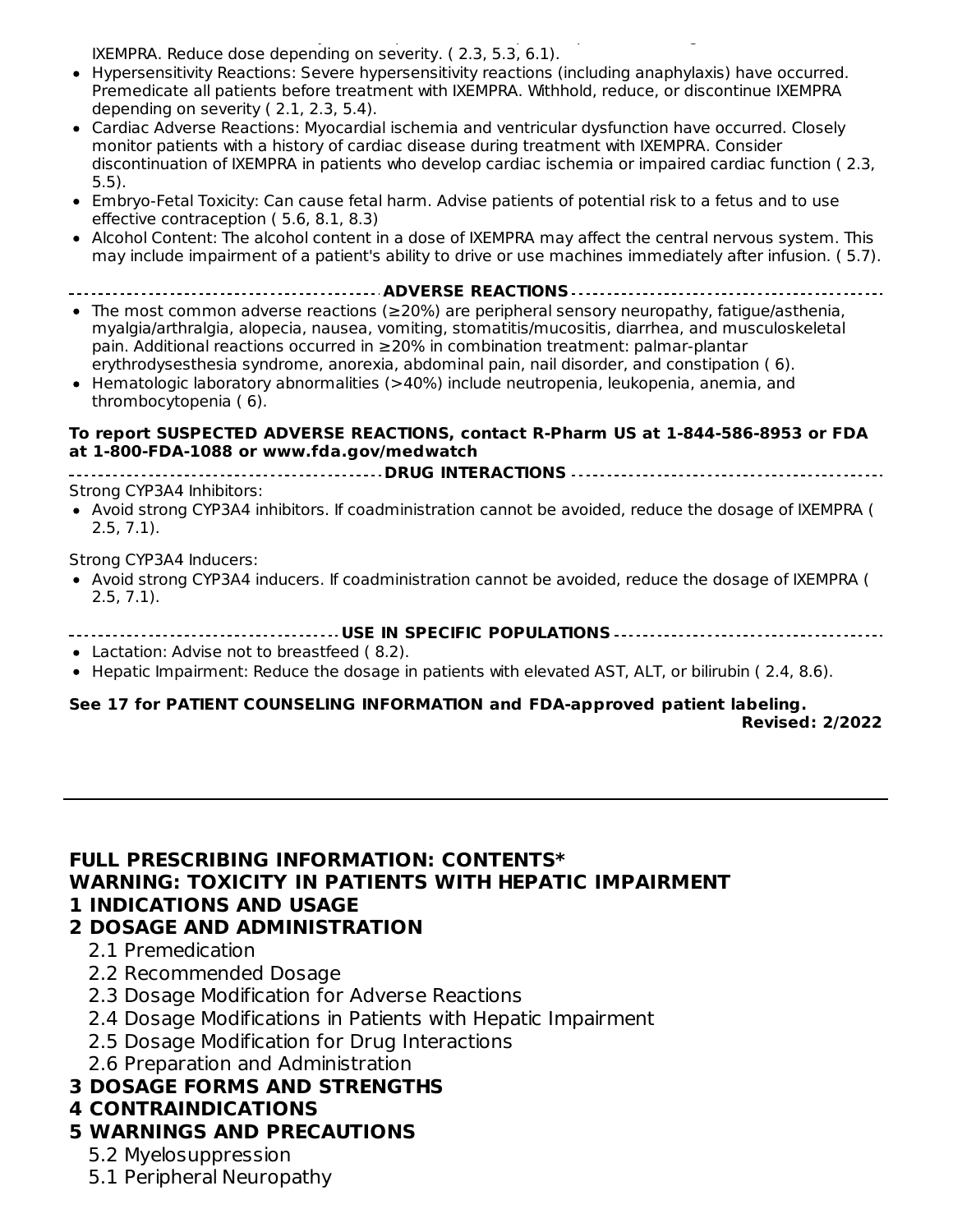IXEMPRA. Reduce dose depending on severity. ( 2.3, 5.3, 6.1).

- Hypersensitivity Reactions: Severe hypersensitivity reactions (including anaphylaxis) have occurred. Premedicate all patients before treatment with IXEMPRA. Withhold, reduce, or discontinue IXEMPRA depending on severity ( 2.1, 2.3, 5.4).
- Cardiac Adverse Reactions: Myocardial ischemia and ventricular dysfunction have occurred. Closely monitor patients with a history of cardiac disease during treatment with IXEMPRA. Consider discontinuation of IXEMPRA in patients who develop cardiac ischemia or impaired cardiac function ( 2.3, 5.5).
- Embryo-Fetal Toxicity: Can cause fetal harm. Advise patients of potential risk to a fetus and to use effective contraception ( 5.6, 8.1, 8.3)
- Alcohol Content: The alcohol content in a dose of IXEMPRA may affect the central nervous system. This may include impairment of a patient's ability to drive or use machines immediately after infusion. ( 5.7).

**ADVERSE REACTIONS**

- The most common adverse reactions (≥20%) are peripheral sensory neuropathy, fatigue/asthenia, myalgia/arthralgia, alopecia, nausea, vomiting, stomatitis/mucositis, diarrhea, and musculoskeletal pain. Additional reactions occurred in ≥20% in combination treatment: palmar-plantar erythrodysesthesia syndrome, anorexia, abdominal pain, nail disorder, and constipation ( 6).
- Hematologic laboratory abnormalities (>40%) include neutropenia, leukopenia, anemia, and thrombocytopenia ( 6).

**To report SUSPECTED ADVERSE REACTIONS, contact R-Pharm US at 1-844-586-8953 or FDA at 1-800-FDA-1088 or www.fda.gov/medwatch**

**DRUG INTERACTIONS**

Strong CYP3A4 Inhibitors:

- Avoid strong CYP3A4 inhibitors. If coadministration cannot be avoided, reduce the dosage of IXEMPRA ( 2.5, 7.1).

Strong CYP3A4 Inducers:

- Avoid strong CYP3A4 inducers. If coadministration cannot be avoided, reduce the dosage of IXEMPRA ( 2.5, 7.1).

**USE IN SPECIFIC POPULATIONS**

- Lactation: Advise not to breastfeed ( 8.2).
- Hepatic Impairment: Reduce the dosage in patients with elevated AST, ALT, or bilirubin ( 2.4, 8.6).

**See 17 for PATIENT COUNSELING INFORMATION and FDA-approved patient labeling.**

**Revised: 2/2022**

---

## FULL PRESCRIBING INFORMATION: CONTENTS*

## WARNING: TOXICITY IN PATIENTS WITH HEPATIC IMPAIRMENT

## 1 INDICATIONS AND USAGE

## 2 DOSAGE AND ADMINISTRATION

- 2.1 Premedication
- 2.2 Recommended Dosage
- 2.3 Dosage Modification for Adverse Reactions
- 2.4 Dosage Modifications in Patients with Hepatic Impairment
- 2.5 Dosage Modification for Drug Interactions
- 2.6 Preparation and Administration

## 3 DOSAGE FORMS AND STRENGTHS

## 4 CONTRAINDICATIONS

## 5 WARNINGS AND PRECAUTIONS

- 5.2 Myelosuppression
- 5.1 Peripheral Neuropathy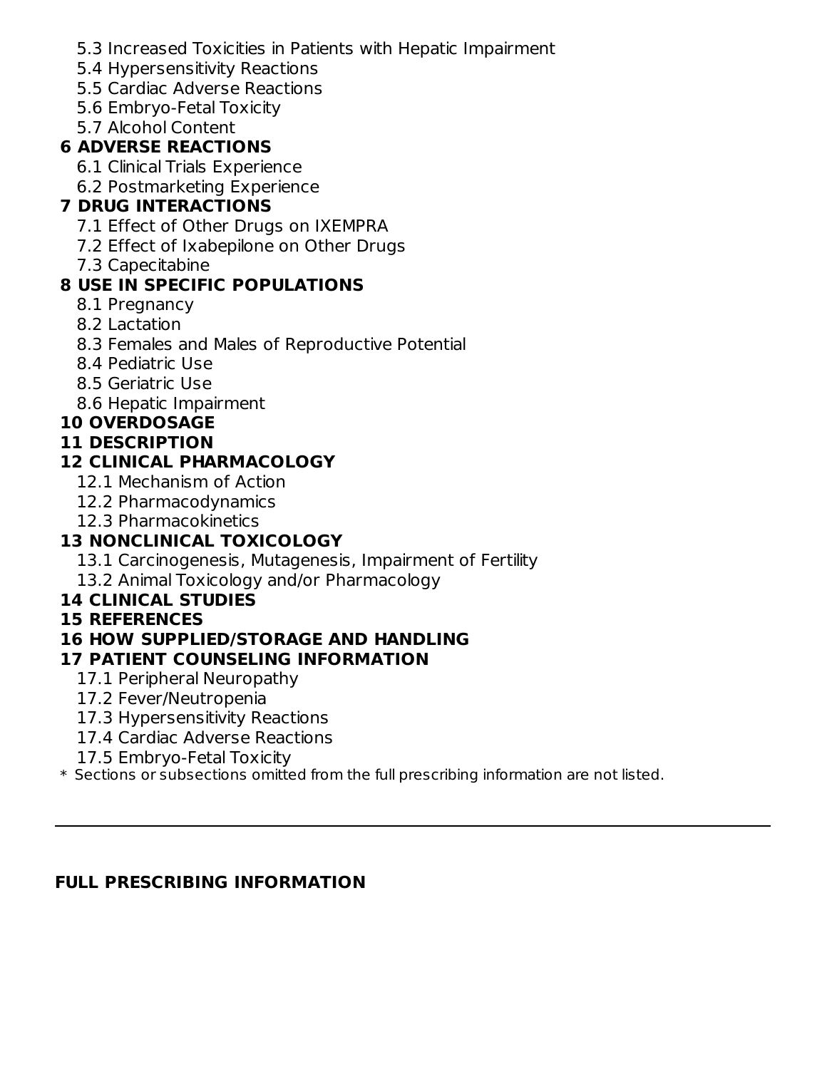5.3 Increased Toxicities in Patients with Hepatic Impairment
5.4 Hypersensitivity Reactions
5.5 Cardiac Adverse Reactions
5.6 Embryo-Fetal Toxicity
5.7 Alcohol Content

**6 ADVERSE REACTIONS**

6.1 Clinical Trials Experience
6.2 Postmarketing Experience

**7 DRUG INTERACTIONS**

7.1 Effect of Other Drugs on IXEMPRA
7.2 Effect of Ixabepilone on Other Drugs
7.3 Capecitabine

**8 USE IN SPECIFIC POPULATIONS**

8.1 Pregnancy
8.2 Lactation
8.3 Females and Males of Reproductive Potential
8.4 Pediatric Use
8.5 Geriatric Use
8.6 Hepatic Impairment

**10 OVERDOSAGE**

**11 DESCRIPTION**

**12 CLINICAL PHARMACOLOGY**

12.1 Mechanism of Action
12.2 Pharmacodynamics
12.3 Pharmacokinetics

**13 NONCLINICAL TOXICOLOGY**

13.1 Carcinogenesis, Mutagenesis, Impairment of Fertility
13.2 Animal Toxicology and/or Pharmacology

**14 CLINICAL STUDIES**

**15 REFERENCES**

**16 HOW SUPPLIED/STORAGE AND HANDLING**

**17 PATIENT COUNSELING INFORMATION**

17.1 Peripheral Neuropathy
17.2 Fever/Neutropenia
17.3 Hypersensitivity Reactions
17.4 Cardiac Adverse Reactions
17.5 Embryo-Fetal Toxicity

* Sections or subsections omitted from the full prescribing information are not listed.

---

**FULL PRESCRIBING INFORMATION**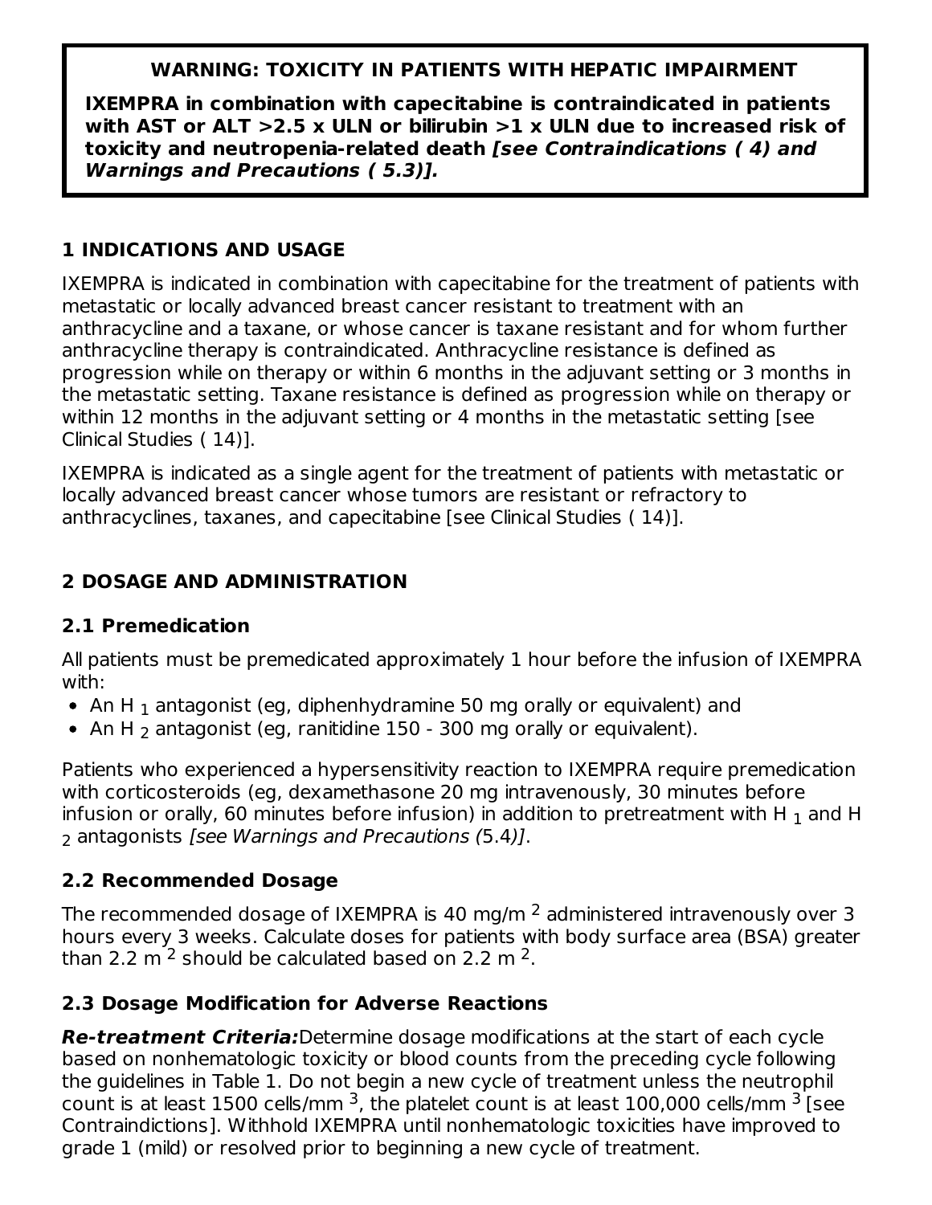**WARNING: TOXICITY IN PATIENTS WITH HEPATIC IMPAIRMENT**

**IXEMPRA in combination with capecitabine is contraindicated in patients with AST or ALT >2.5 x ULN or bilirubin >1 x ULN due to increased risk of toxicity and neutropenia-related death *[see Contraindications ( 4) and Warnings and Precautions ( 5.3)].***

## 1 INDICATIONS AND USAGE

IXEMPRA is indicated in combination with capecitabine for the treatment of patients with metastatic or locally advanced breast cancer resistant to treatment with an anthracycline and a taxane, or whose cancer is taxane resistant and for whom further anthracycline therapy is contraindicated. Anthracycline resistance is defined as progression while on therapy or within 6 months in the adjuvant setting or 3 months in the metastatic setting. Taxane resistance is defined as progression while on therapy or within 12 months in the adjuvant setting or 4 months in the metastatic setting [see Clinical Studies ( 14)].

IXEMPRA is indicated as a single agent for the treatment of patients with metastatic or locally advanced breast cancer whose tumors are resistant or refractory to anthracyclines, taxanes, and capecitabine [see Clinical Studies ( 14)].

## 2 DOSAGE AND ADMINISTRATION

### 2.1 Premedication

All patients must be premedicated approximately 1 hour before the infusion of IXEMPRA with:

- An $H_1$ antagonist (eg, diphenhydramine 50 mg orally or equivalent) and
- An $H_2$ antagonist (eg, ranitidine 150 - 300 mg orally or equivalent).

Patients who experienced a hypersensitivity reaction to IXEMPRA require premedication with corticosteroids (eg, dexamethasone 20 mg intravenously, 30 minutes before infusion or orally, 60 minutes before infusion) in addition to pretreatment with $H_1$ and $H_2$ antagonists *[see Warnings and Precautions (*5.4*)]*.

### 2.2 Recommended Dosage

The recommended dosage of IXEMPRA is 40 mg/m$^2$ administered intravenously over 3 hours every 3 weeks. Calculate doses for patients with body surface area (BSA) greater than 2.2 m$^2$ should be calculated based on 2.2 m$^2$.

### 2.3 Dosage Modification for Adverse Reactions

***Re-treatment Criteria:***Determine dosage modifications at the start of each cycle based on nonhematologic toxicity or blood counts from the preceding cycle following the guidelines in Table 1. Do not begin a new cycle of treatment unless the neutrophil count is at least 1500 cells/mm$^3$, the platelet count is at least 100,000 cells/mm$^3$ [see Contraindictions]. Withhold IXEMPRA until nonhematologic toxicities have improved to grade 1 (mild) or resolved prior to beginning a new cycle of treatment.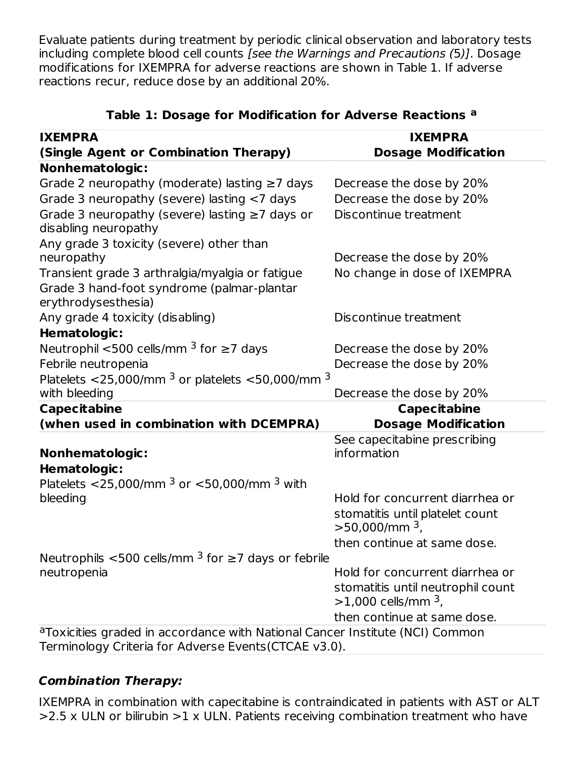Evaluate patients during treatment by periodic clinical observation and laboratory tests including complete blood cell counts *[see the Warnings and Precautions (5)]*. Dosage modifications for IXEMPRA for adverse reactions are shown in Table 1. If adverse reactions recur, reduce dose by an additional 20%.

**Table 1: Dosage for Modification for Adverse Reactions [a]**

| **IXEMPRA (Single Agent or Combination Therapy)** | **IXEMPRA Dosage Modification** |
| --- | --- |
| **Nonhematologic:** | |
| Grade 2 neuropathy (moderate) lasting ≥7 days | Decrease the dose by 20% |
| Grade 3 neuropathy (severe) lasting <7 days | Decrease the dose by 20% |
| Grade 3 neuropathy (severe) lasting ≥7 days or disabling neuropathy | Discontinue treatment |
| Any grade 3 toxicity (severe) other than neuropathy | Decrease the dose by 20% |
| Transient grade 3 arthralgia/myalgia or fatigue | No change in dose of IXEMPRA |
| Grade 3 hand-foot syndrome (palmar-plantar erythrodysesthesia) | |
| Any grade 4 toxicity (disabling) | Discontinue treatment |
| **Hematologic:** | |
| Neutrophil <500 cells/mm $^3$ for ≥7 days | Decrease the dose by 20% |
| Febrile neutropenia | Decrease the dose by 20% |
| Platelets <25,000/mm $^3$ or platelets <50,000/mm $^3$ with bleeding | Decrease the dose by 20% |
| **Capecitabine (when used in combination with DCEMPRA)** | **Capecitabine Dosage Modification** |
| **Nonhematologic:** | See capecitabine prescribing information |
| **Hematologic:** | |
| Platelets <25,000/mm $^3$ or <50,000/mm $^3$ with bleeding | Hold for concurrent diarrhea or stomatitis until platelet count >50,000/mm $^3$, then continue at same dose. |
| Neutrophils <500 cells/mm $^3$ for ≥7 days or febrile neutropenia | Hold for concurrent diarrhea or stomatitis until neutrophil count >1,000 cells/mm $^3$, then continue at same dose. |

[a]Toxicities graded in accordance with National Cancer Institute (NCI) Common Terminology Criteria for Adverse Events(CTCAE v3.0).

***Combination Therapy:***

IXEMPRA in combination with capecitabine is contraindicated in patients with AST or ALT >2.5 x ULN or bilirubin >1 x ULN. Patients receiving combination treatment who have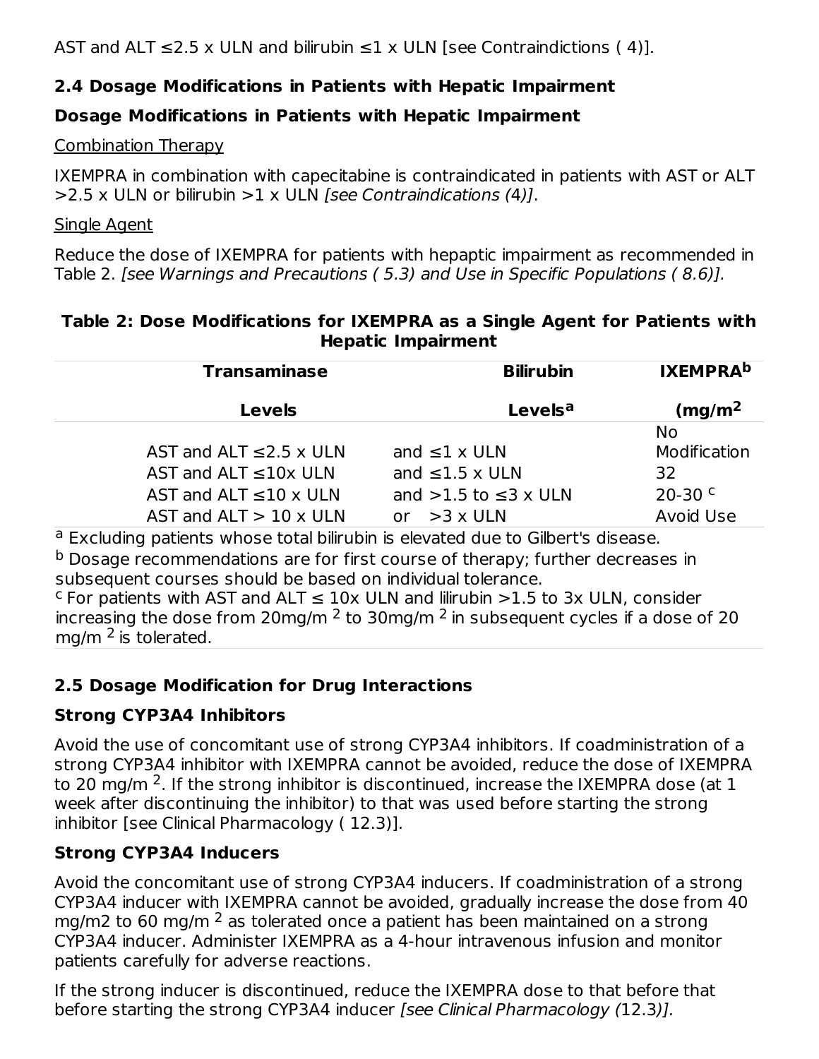AST and ALT ≤2.5 x ULN and bilirubin ≤1 x ULN [see Contraindictions ( 4)].

## 2.4 Dosage Modifications in Patients with Hepatic Impairment

### Dosage Modifications in Patients with Hepatic Impairment

Combination Therapy

IXEMPRA in combination with capecitabine is contraindicated in patients with AST or ALT >2.5 x ULN or bilirubin >1 x ULN *[see Contraindications (4)]*.

Single Agent

Reduce the dose of IXEMPRA for patients with hepaptic impairment as recommended in Table 2. *[see Warnings and Precautions ( 5.3) and Use in Specific Populations ( 8.6)].*

**Table 2: Dose Modifications for IXEMPRA as a Single Agent for Patients with Hepatic Impairment**

| Transaminase Levels | Bilirubin Levels[a] | IXEMPRA[b] ($mg/m^2$ |
|---|---|---|
| AST and ALT ≤2.5 x ULN | and ≤1 x ULN | No Modification |
| AST and ALT ≤10x ULN | and ≤1.5 x ULN | 32 |
| AST and ALT ≤10 x ULN | and >1.5 to ≤3 x ULN | 20-30 [c] |
| AST and ALT > 10 x ULN | or >3 x ULN | Avoid Use |

[a] Excluding patients whose total bilirubin is elevated due to Gilbert's disease.
[b] Dosage recommendations are for first course of therapy; further decreases in subsequent courses should be based on individual tolerance.
[c] For patients with AST and ALT ≤ 10x ULN and lilirubin >1.5 to 3x ULN, consider increasing the dose from 20mg/m $^2$ to 30mg/m $^2$ in subsequent cycles if a dose of 20 mg/m $^2$ is tolerated.

## 2.5 Dosage Modification for Drug Interactions

### Strong CYP3A4 Inhibitors

Avoid the use of concomitant use of strong CYP3A4 inhibitors. If coadministration of a strong CYP3A4 inhibitor with IXEMPRA cannot be avoided, reduce the dose of IXEMPRA to 20 mg/m $^2$. If the strong inhibitor is discontinued, increase the IXEMPRA dose (at 1 week after discontinuing the inhibitor) to that was used before starting the strong inhibitor [see Clinical Pharmacology ( 12.3)].

### Strong CYP3A4 Inducers

Avoid the concomitant use of strong CYP3A4 inducers. If coadministration of a strong CYP3A4 inducer with IXEMPRA cannot be avoided, gradually increase the dose from 40 mg/m2 to 60 mg/m $^2$ as tolerated once a patient has been maintained on a strong CYP3A4 inducer. Administer IXEMPRA as a 4-hour intravenous infusion and monitor patients carefully for adverse reactions.

If the strong inducer is discontinued, reduce the IXEMPRA dose to that before that before starting the strong CYP3A4 inducer *[see Clinical Pharmacology (12.3)].*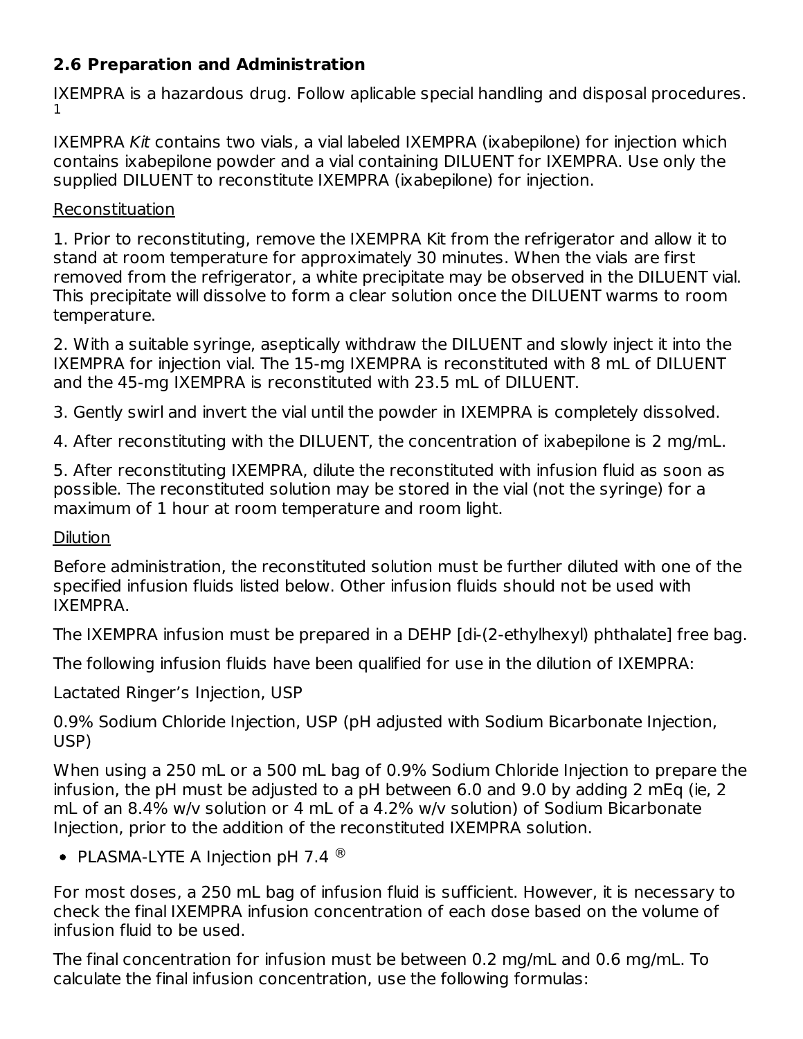### 2.6 Preparation and Administration

IXEMPRA is a hazardous drug. Follow aplicable special handling and disposal procedures. [1]

IXEMPRA *Kit* contains two vials, a vial labeled IXEMPRA (ixabepilone) for injection which contains ixabepilone powder and a vial containing DILUENT for IXEMPRA. Use only the supplied DILUENT to reconstitute IXEMPRA (ixabepilone) for injection.

Reconstituation

1. Prior to reconstituting, remove the IXEMPRA Kit from the refrigerator and allow it to stand at room temperature for approximately 30 minutes. When the vials are first removed from the refrigerator, a white precipitate may be observed in the DILUENT vial. This precipitate will dissolve to form a clear solution once the DILUENT warms to room temperature.

2. With a suitable syringe, aseptically withdraw the DILUENT and slowly inject it into the IXEMPRA for injection vial. The 15-mg IXEMPRA is reconstituted with 8 mL of DILUENT and the 45-mg IXEMPRA is reconstituted with 23.5 mL of DILUENT.

3. Gently swirl and invert the vial until the powder in IXEMPRA is completely dissolved.

4. After reconstituting with the DILUENT, the concentration of ixabepilone is 2 mg/mL.

5. After reconstituting IXEMPRA, dilute the reconstituted with infusion fluid as soon as possible. The reconstituted solution may be stored in the vial (not the syringe) for a maximum of 1 hour at room temperature and room light.

Dilution

Before administration, the reconstituted solution must be further diluted with one of the specified infusion fluids listed below. Other infusion fluids should not be used with IXEMPRA.

The IXEMPRA infusion must be prepared in a DEHP [di-(2-ethylhexyl) phthalate] free bag.

The following infusion fluids have been qualified for use in the dilution of IXEMPRA:

Lactated Ringer's Injection, USP

0.9% Sodium Chloride Injection, USP (pH adjusted with Sodium Bicarbonate Injection, USP)

When using a 250 mL or a 500 mL bag of 0.9% Sodium Chloride Injection to prepare the infusion, the pH must be adjusted to a pH between 6.0 and 9.0 by adding 2 mEq (ie, 2 mL of an 8.4% w/v solution or 4 mL of a 4.2% w/v solution) of Sodium Bicarbonate Injection, prior to the addition of the reconstituted IXEMPRA solution.

- PLASMA-LYTE A Injection pH 7.4 ®

For most doses, a 250 mL bag of infusion fluid is sufficient. However, it is necessary to check the final IXEMPRA infusion concentration of each dose based on the volume of infusion fluid to be used.

The final concentration for infusion must be between 0.2 mg/mL and 0.6 mg/mL. To calculate the final infusion concentration, use the following formulas: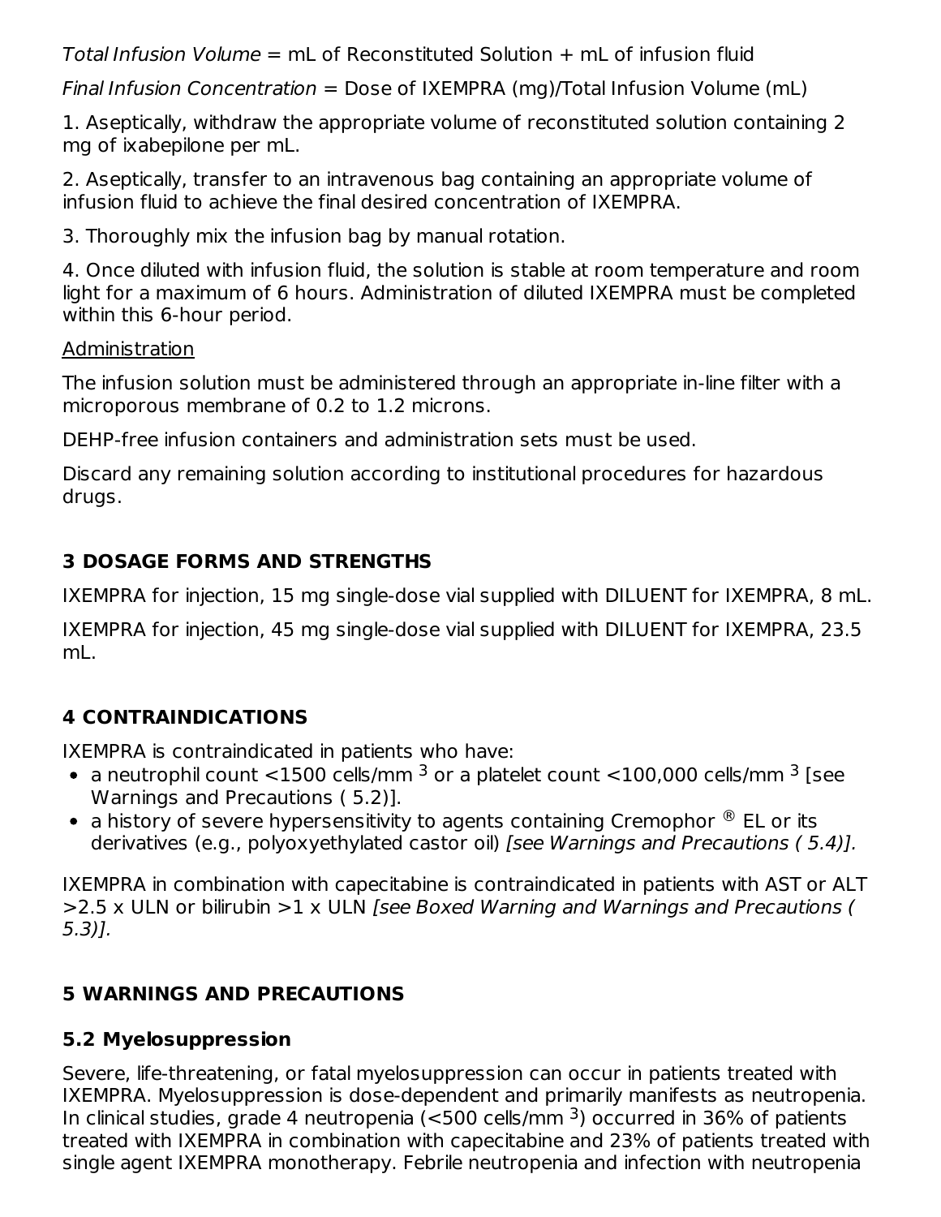*Total Infusion Volume* = mL of Reconstituted Solution + mL of infusion fluid

*Final Infusion Concentration* = Dose of IXEMPRA (mg)/Total Infusion Volume (mL)

1. Aseptically, withdraw the appropriate volume of reconstituted solution containing 2 mg of ixabepilone per mL.

2. Aseptically, transfer to an intravenous bag containing an appropriate volume of infusion fluid to achieve the final desired concentration of IXEMPRA.

3. Thoroughly mix the infusion bag by manual rotation.

4. Once diluted with infusion fluid, the solution is stable at room temperature and room light for a maximum of 6 hours. Administration of diluted IXEMPRA must be completed within this 6-hour period.

Administration

The infusion solution must be administered through an appropriate in-line filter with a microporous membrane of 0.2 to 1.2 microns.

DEHP-free infusion containers and administration sets must be used.

Discard any remaining solution according to institutional procedures for hazardous drugs.

## 3 DOSAGE FORMS AND STRENGTHS

IXEMPRA for injection, 15 mg single-dose vial supplied with DILUENT for IXEMPRA, 8 mL.

IXEMPRA for injection, 45 mg single-dose vial supplied with DILUENT for IXEMPRA, 23.5 mL.

## 4 CONTRAINDICATIONS

IXEMPRA is contraindicated in patients who have:

- a neutrophil count <1500 cells/mm $^3$ or a platelet count <100,000 cells/mm $^3$ [see Warnings and Precautions ( 5.2)].
- a history of severe hypersensitivity to agents containing Cremophor ® EL or its derivatives (e.g., polyoxyethylated castor oil) *[see Warnings and Precautions ( 5.4)].*

IXEMPRA in combination with capecitabine is contraindicated in patients with AST or ALT >2.5 x ULN or bilirubin >1 x ULN *[see Boxed Warning and Warnings and Precautions ( 5.3)].*

## 5 WARNINGS AND PRECAUTIONS

### 5.2 Myelosuppression

Severe, life-threatening, or fatal myelosuppression can occur in patients treated with IXEMPRA. Myelosuppression is dose-dependent and primarily manifests as neutropenia. In clinical studies, grade 4 neutropenia (<500 cells/mm $^3$) occurred in 36% of patients treated with IXEMPRA in combination with capecitabine and 23% of patients treated with single agent IXEMPRA monotherapy. Febrile neutropenia and infection with neutropenia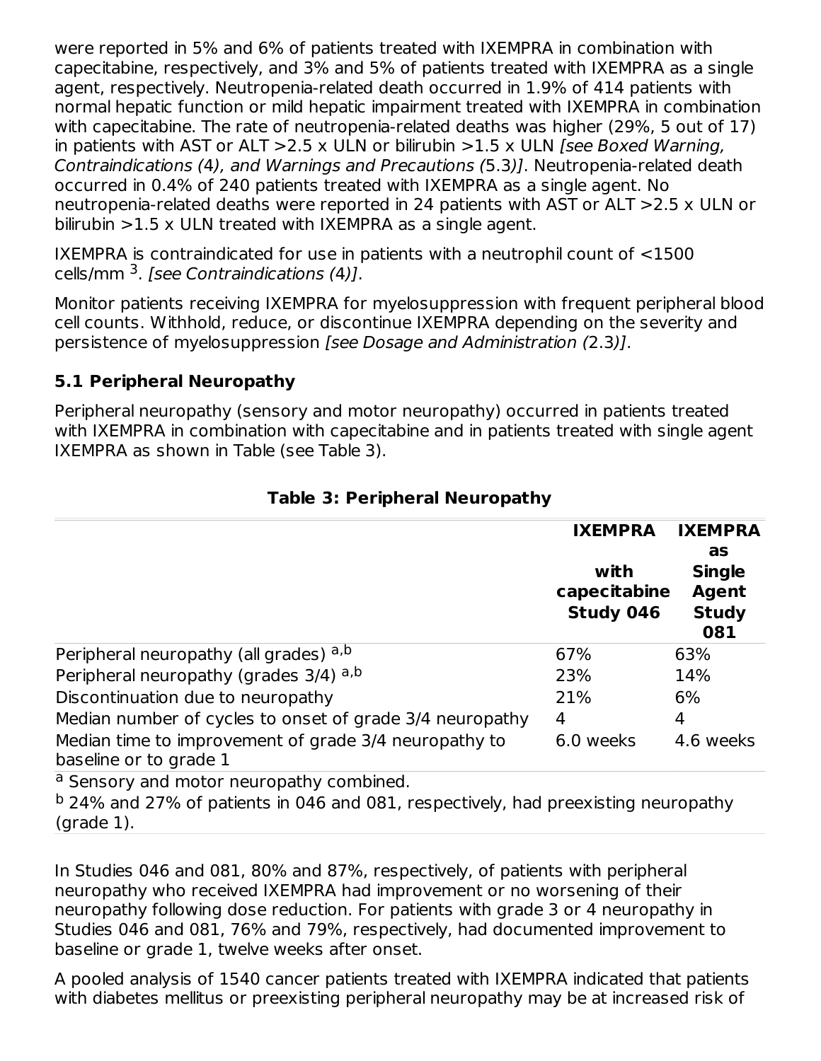were reported in 5% and 6% of patients treated with IXEMPRA in combination with capecitabine, respectively, and 3% and 5% of patients treated with IXEMPRA as a single agent, respectively. Neutropenia-related death occurred in 1.9% of 414 patients with normal hepatic function or mild hepatic impairment treated with IXEMPRA in combination with capecitabine. The rate of neutropenia-related deaths was higher (29%, 5 out of 17) in patients with AST or ALT >2.5 x ULN or bilirubin >1.5 x ULN *[see Boxed Warning, Contraindications (4), and Warnings and Precautions (5.3)]*. Neutropenia-related death occurred in 0.4% of 240 patients treated with IXEMPRA as a single agent. No neutropenia-related deaths were reported in 24 patients with AST or ALT >2.5 x ULN or bilirubin >1.5 x ULN treated with IXEMPRA as a single agent.

IXEMPRA is contraindicated for use in patients with a neutrophil count of <1500 cells/mm $^3$. *[see Contraindications (4)]*.

Monitor patients receiving IXEMPRA for myelosuppression with frequent peripheral blood cell counts. Withhold, reduce, or discontinue IXEMPRA depending on the severity and persistence of myelosuppression *[see Dosage and Administration (2.3)]*.

### 5.1 Peripheral Neuropathy

Peripheral neuropathy (sensory and motor neuropathy) occurred in patients treated with IXEMPRA in combination with capecitabine and in patients treated with single agent IXEMPRA as shown in Table (see Table 3).

**Table 3: Peripheral Neuropathy**

| | IXEMPRA with capecitabine Study 046 | IXEMPRA as Single Agent Study 081 |
|---|---|---|
| Peripheral neuropathy (all grades) [a,b] | 67% | 63% |
| Peripheral neuropathy (grades 3/4) [a,b] | 23% | 14% |
| Discontinuation due to neuropathy | 21% | 6% |
| Median number of cycles to onset of grade 3/4 neuropathy | 4 | 4 |
| Median time to improvement of grade 3/4 neuropathy to baseline or to grade 1 | 6.0 weeks | 4.6 weeks |

[a] Sensory and motor neuropathy combined.
[b] 24% and 27% of patients in 046 and 081, respectively, had preexisting neuropathy (grade 1).

In Studies 046 and 081, 80% and 87%, respectively, of patients with peripheral neuropathy who received IXEMPRA had improvement or no worsening of their neuropathy following dose reduction. For patients with grade 3 or 4 neuropathy in Studies 046 and 081, 76% and 79%, respectively, had documented improvement to baseline or grade 1, twelve weeks after onset.

A pooled analysis of 1540 cancer patients treated with IXEMPRA indicated that patients with diabetes mellitus or preexisting peripheral neuropathy may be at increased risk of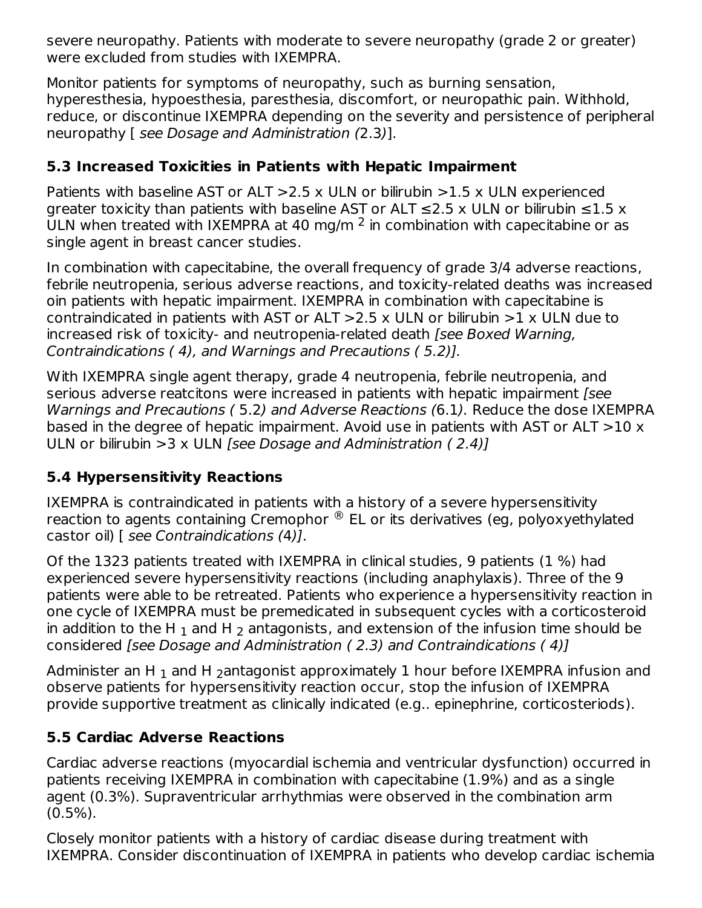severe neuropathy. Patients with moderate to severe neuropathy (grade 2 or greater) were excluded from studies with IXEMPRA.

Monitor patients for symptoms of neuropathy, such as burning sensation, hyperesthesia, hypoesthesia, paresthesia, discomfort, or neuropathic pain. Withhold, reduce, or discontinue IXEMPRA depending on the severity and persistence of peripheral neuropathy [ *see Dosage and Administration (*2.3*)*].

### 5.3 Increased Toxicities in Patients with Hepatic Impairment

Patients with baseline AST or ALT >2.5 x ULN or bilirubin >1.5 x ULN experienced greater toxicity than patients with baseline AST or ALT ≤2.5 x ULN or bilirubin ≤1.5 x ULN when treated with IXEMPRA at 40 mg/m $^2$ in combination with capecitabine or as single agent in breast cancer studies.

In combination with capecitabine, the overall frequency of grade 3/4 adverse reactions, febrile neutropenia, serious adverse reactions, and toxicity-related deaths was increased oin patients with hepatic impairment. IXEMPRA in combination with capecitabine is contraindicated in patients with AST or ALT >2.5 x ULN or bilirubin >1 x ULN due to increased risk of toxicity- and neutropenia-related death *[see Boxed Warning, Contraindications ( 4), and Warnings and Precautions ( 5.2)].*

With IXEMPRA single agent therapy, grade 4 neutropenia, febrile neutropenia, and serious adverse reatcitons were increased in patients with hepatic impairment *[see Warnings and Precautions (* 5.2*) and Adverse Reactions (*6.1*).* Reduce the dose IXEMPRA based in the degree of hepatic impairment. Avoid use in patients with AST or ALT >10 x ULN or bilirubin >3 x ULN *[see Dosage and Administration ( 2.4)]*

### 5.4 Hypersensitivity Reactions

IXEMPRA is contraindicated in patients with a history of a severe hypersensitivity reaction to agents containing Cremophor ® EL or its derivatives (eg, polyoxyethylated castor oil) [ *see Contraindications (*4*)]*.

Of the 1323 patients treated with IXEMPRA in clinical studies, 9 patients (1 %) had experienced severe hypersensitivity reactions (including anaphylaxis). Three of the 9 patients were able to be retreated. Patients who experience a hypersensitivity reaction in one cycle of IXEMPRA must be premedicated in subsequent cycles with a corticosteroid in addition to the $H_1$ and $H_2$ antagonists, and extension of the infusion time should be considered *[see Dosage and Administration ( 2.3) and Contraindications ( 4)]*

Administer an $H_1$ and $H_2$antagonist approximately 1 hour before IXEMPRA infusion and observe patients for hypersensitivity reaction occur, stop the infusion of IXEMPRA provide supportive treatment as clinically indicated (e.g.. epinephrine, corticosteriods).

### 5.5 Cardiac Adverse Reactions

Cardiac adverse reactions (myocardial ischemia and ventricular dysfunction) occurred in patients receiving IXEMPRA in combination with capecitabine (1.9%) and as a single agent (0.3%). Supraventricular arrhythmias were observed in the combination arm (0.5%).

Closely monitor patients with a history of cardiac disease during treatment with IXEMPRA. Consider discontinuation of IXEMPRA in patients who develop cardiac ischemia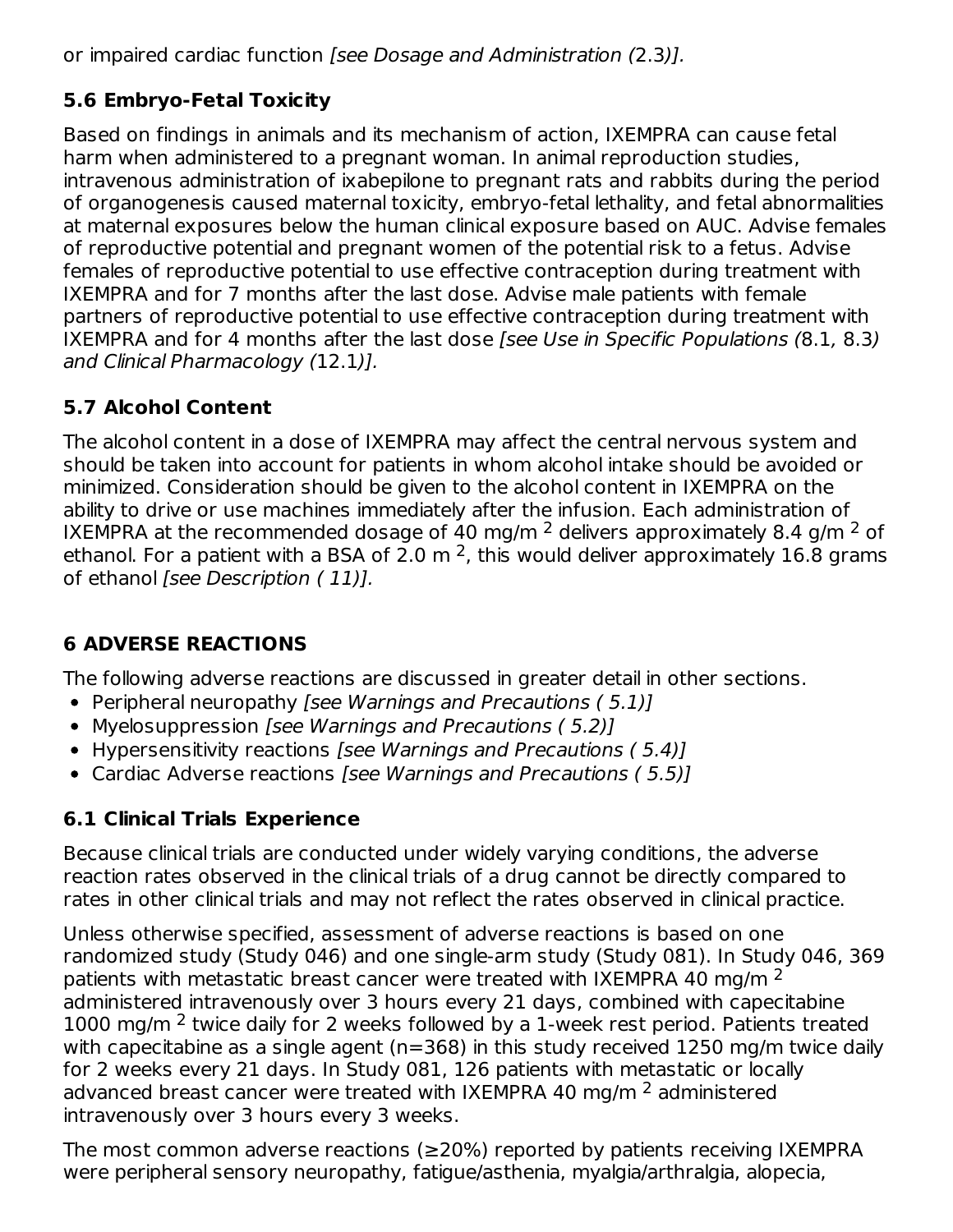or impaired cardiac function *[see Dosage and Administration (*2.3*)].*

### 5.6 Embryo-Fetal Toxicity

Based on findings in animals and its mechanism of action, IXEMPRA can cause fetal harm when administered to a pregnant woman. In animal reproduction studies, intravenous administration of ixabepilone to pregnant rats and rabbits during the period of organogenesis caused maternal toxicity, embryo-fetal lethality, and fetal abnormalities at maternal exposures below the human clinical exposure based on AUC. Advise females of reproductive potential and pregnant women of the potential risk to a fetus. Advise females of reproductive potential to use effective contraception during treatment with IXEMPRA and for 7 months after the last dose. Advise male patients with female partners of reproductive potential to use effective contraception during treatment with IXEMPRA and for 4 months after the last dose *[see Use in Specific Populations (*8.1*,* 8.3*) and Clinical Pharmacology (*12.1*)].*

### 5.7 Alcohol Content

The alcohol content in a dose of IXEMPRA may affect the central nervous system and should be taken into account for patients in whom alcohol intake should be avoided or minimized. Consideration should be given to the alcohol content in IXEMPRA on the ability to drive or use machines immediately after the infusion. Each administration of IXEMPRA at the recommended dosage of 40 mg/m $^2$ delivers approximately 8.4 g/m $^2$ of ethanol. For a patient with a BSA of 2.0 m $^2$, this would deliver approximately 16.8 grams of ethanol *[see Description ( 11)].*

## 6 ADVERSE REACTIONS

The following adverse reactions are discussed in greater detail in other sections.

- Peripheral neuropathy *[see Warnings and Precautions ( 5.1)]*
- Myelosuppression *[see Warnings and Precautions ( 5.2)]*
- Hypersensitivity reactions *[see Warnings and Precautions ( 5.4)]*
- Cardiac Adverse reactions *[see Warnings and Precautions ( 5.5)]*

### 6.1 Clinical Trials Experience

Because clinical trials are conducted under widely varying conditions, the adverse reaction rates observed in the clinical trials of a drug cannot be directly compared to rates in other clinical trials and may not reflect the rates observed in clinical practice.

Unless otherwise specified, assessment of adverse reactions is based on one randomized study (Study 046) and one single-arm study (Study 081). In Study 046, 369 patients with metastatic breast cancer were treated with IXEMPRA 40 mg/m $^2$ administered intravenously over 3 hours every 21 days, combined with capecitabine 1000 mg/m $^2$ twice daily for 2 weeks followed by a 1-week rest period. Patients treated with capecitabine as a single agent (n=368) in this study received 1250 mg/m twice daily for 2 weeks every 21 days. In Study 081, 126 patients with metastatic or locally advanced breast cancer were treated with IXEMPRA 40 mg/m $^2$ administered intravenously over 3 hours every 3 weeks.

The most common adverse reactions (≥20%) reported by patients receiving IXEMPRA were peripheral sensory neuropathy, fatigue/asthenia, myalgia/arthralgia, alopecia,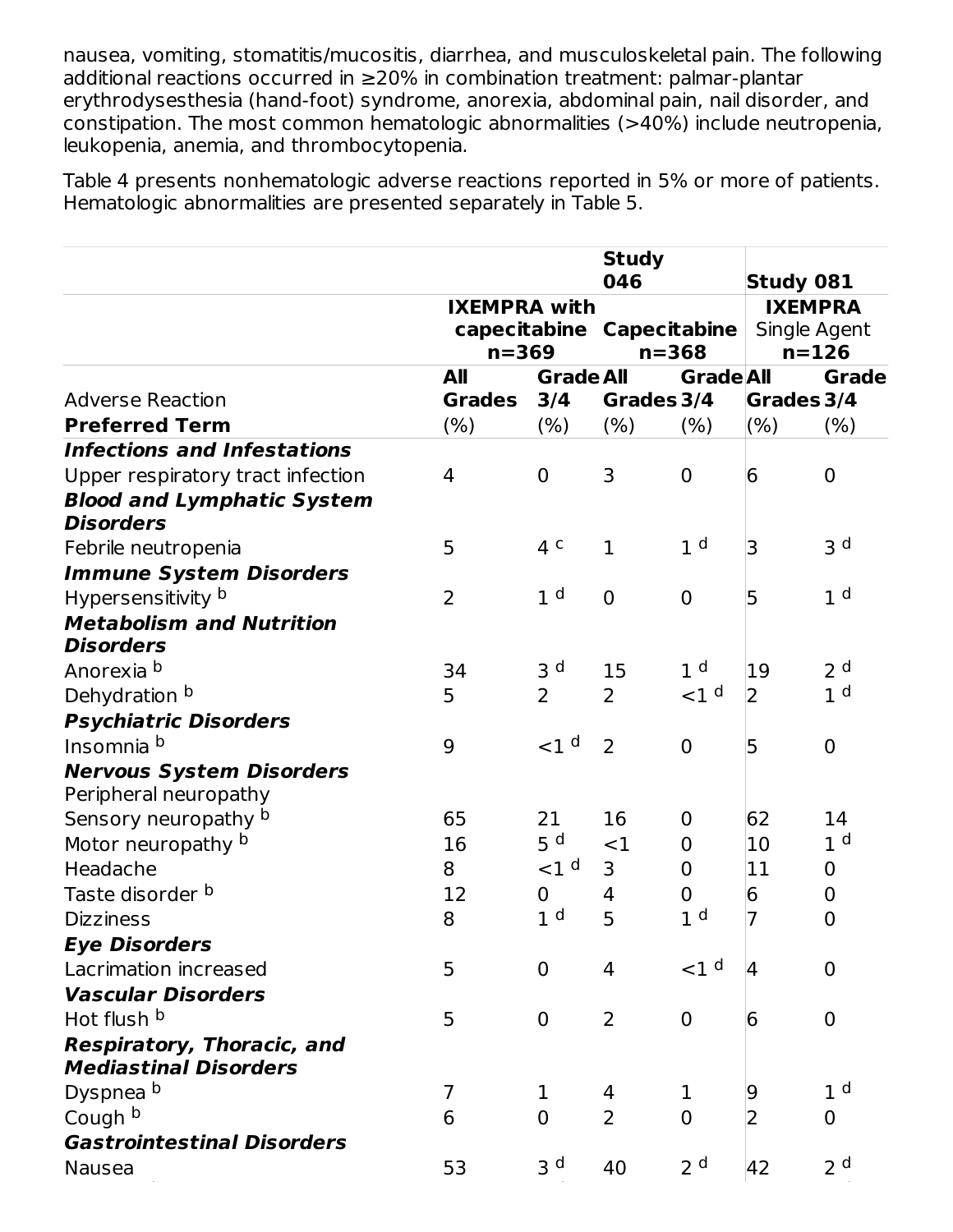nausea, vomiting, stomatitis/mucositis, diarrhea, and musculoskeletal pain. The following additional reactions occurred in ≥20% in combination treatment: palmar-plantar erythrodysesthesia (hand-foot) syndrome, anorexia, abdominal pain, nail disorder, and constipation. The most common hematologic abnormalities (>40%) include neutropenia, leukopenia, anemia, and thrombocytopenia.

Table 4 presents nonhematologic adverse reactions reported in 5% or more of patients. Hematologic abnormalities are presented separately in Table 5.

| | Study 046 | | | | Study 081 | |
|---|---|---|---|---|---|---|
| | **IXEMPRA with capecitabine n=369** | | **Capecitabine n=368** | | **IXEMPRA** Single Agent **n=126** | |
| Adverse Reaction | **All Grades** | **Grade 3/4** | **All Grades** | **Grade 3/4** | **All Grades** | **Grade 3/4** |
| **Preferred Term** | (%) | (%) | (%) | (%) | (%) | (%) |
| ***Infections and Infestations*** | | | | | | |
| Upper respiratory tract infection | 4 | 0 | 3 | 0 | 6 | 0 |
| ***Blood and Lymphatic System Disorders*** | | | | | | |
| Febrile neutropenia | 5 | 4 [c] | 1 | 1 [d] | 3 | 3 [d] |
| ***Immune System Disorders*** | | | | | | |
| Hypersensitivity [b] | 2 | 1 [d] | 0 | 0 | 5 | 1 [d] |
| ***Metabolism and Nutrition Disorders*** | | | | | | |
| Anorexia [b] | 34 | 3 [d] | 15 | 1 [d] | 19 | 2 [d] |
| Dehydration [b] | 5 | 2 | 2 | <1 [d] | 2 | 1 [d] |
| ***Psychiatric Disorders*** | | | | | | |
| Insomnia [b] | 9 | <1 [d] | 2 | 0 | 5 | 0 |
| ***Nervous System Disorders*** | | | | | | |
| Peripheral neuropathy | | | | | | |
| Sensory neuropathy [b] | 65 | 21 | 16 | 0 | 62 | 14 |
| Motor neuropathy [b] | 16 | 5 [d] | <1 | 0 | 10 | 1 [d] |
| Headache | 8 | <1 [d] | 3 | 0 | 11 | 0 |
| Taste disorder [b] | 12 | 0 | 4 | 0 | 6 | 0 |
| Dizziness | 8 | 1 [d] | 5 | 1 [d] | 7 | 0 |
| ***Eye Disorders*** | | | | | | |
| Lacrimation increased | 5 | 0 | 4 | <1 [d] | 4 | 0 |
| ***Vascular Disorders*** | | | | | | |
| Hot flush [b] | 5 | 0 | 2 | 0 | 6 | 0 |
| ***Respiratory, Thoracic, and Mediastinal Disorders*** | | | | | | |
| Dyspnea [b] | 7 | 1 | 4 | 1 | 9 | 1 [d] |
| Cough [b] | 6 | 0 | 2 | 0 | 2 | 0 |
| ***Gastrointestinal Disorders*** | | | | | | |
| Nausea | 53 | 3 [d] | 40 | 2 [d] | 42 | 2 [d] |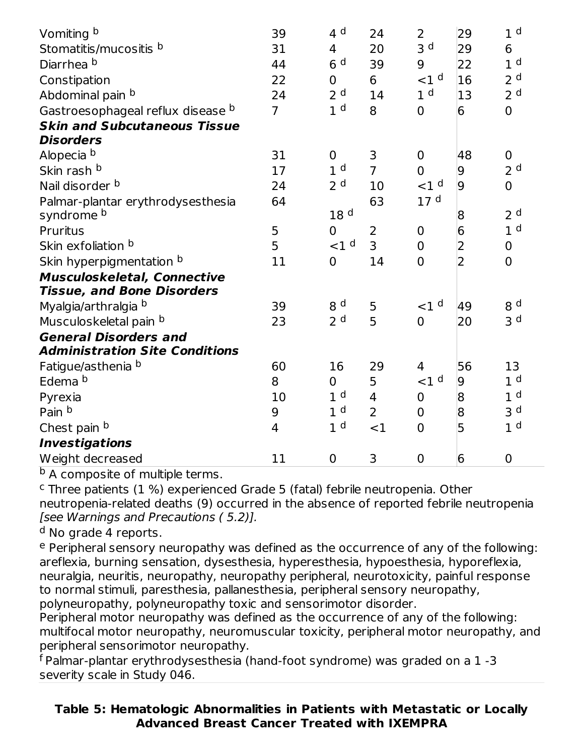| | | | | | | |
|---|---|---|---|---|---|---|
| Vomiting [b] | 39 | 4 [d] | 24 | 2 | 29 | 1 [d] |
| Stomatitis/mucositis [b] | 31 | 4 | 20 | 3 [d] | 29 | 6 |
| Diarrhea [b] | 44 | 6 [d] | 39 | 9 | 22 | 1 [d] |
| Constipation | 22 | 0 | 6 | <1 [d] | 16 | 2 [d] |
| Abdominal pain [b] | 24 | 2 [d] | 14 | 1 [d] | 13 | 2 [d] |
| Gastroesophageal reflux disease [b] | 7 | 1 [d] | 8 | 0 | 6 | 0 |
| ***Skin and Subcutaneous Tissue Disorders*** | | | | | | |
| Alopecia [b] | 31 | 0 | 3 | 0 | 48 | 0 |
| Skin rash [b] | 17 | 1 [d] | 7 | 0 | 9 | 2 [d] |
| Nail disorder [b] | 24 | 2 [d] | 10 | <1 [d] | 9 | 0 |
| Palmar-plantar erythrodysesthesia syndrome [b] | 64 | 18 [d] | 63 | 17 [d] | 8 | 2 [d] |
| Pruritus | 5 | 0 | 2 | 0 | 6 | 1 [d] |
| Skin exfoliation [b] | 5 | <1 [d] | 3 | 0 | 2 | 0 |
| Skin hyperpigmentation [b] | 11 | 0 | 14 | 0 | 2 | 0 |
| ***Musculoskeletal, Connective Tissue, and Bone Disorders*** | | | | | | |
| Myalgia/arthralgia [b] | 39 | 8 [d] | 5 | <1 [d] | 49 | 8 [d] |
| Musculoskeletal pain [b] | 23 | 2 [d] | 5 | 0 | 20 | 3 [d] |
| ***General Disorders and Administration Site Conditions*** | | | | | | |
| Fatigue/asthenia [b] | 60 | 16 | 29 | 4 | 56 | 13 |
| Edema [b] | 8 | 0 | 5 | <1 [d] | 9 | 1 [d] |
| Pyrexia | 10 | 1 [d] | 4 | 0 | 8 | 1 [d] |
| Pain [b] | 9 | 1 [d] | 2 | 0 | 8 | 3 [d] |
| Chest pain [b] | 4 | 1 [d] | <1 | 0 | 5 | 1 [d] |
| ***Investigations*** | | | | | | |
| Weight decreased | 11 | 0 | 3 | 0 | 6 | 0 |

[b] A composite of multiple terms.

[c] Three patients (1 %) experienced Grade 5 (fatal) febrile neutropenia. Other neutropenia-related deaths (9) occurred in the absence of reported febrile neutropenia *[see Warnings and Precautions ( 5.2)]*.

[d] No grade 4 reports.

[e] Peripheral sensory neuropathy was defined as the occurrence of any of the following: areflexia, burning sensation, dysesthesia, hyperesthesia, hypoesthesia, hyporeflexia, neuralgia, neuritis, neuropathy, neuropathy peripheral, neurotoxicity, painful response to normal stimuli, paresthesia, pallanesthesia, peripheral sensory neuropathy, polyneuropathy, polyneuropathy toxic and sensorimotor disorder.
Peripheral motor neuropathy was defined as the occurrence of any of the following: multifocal motor neuropathy, neuromuscular toxicity, peripheral motor neuropathy, and peripheral sensorimotor neuropathy.

[f] Palmar-plantar erythrodysesthesia (hand-foot syndrome) was graded on a 1 -3 severity scale in Study 046.

**Table 5: Hematologic Abnormalities in Patients with Metastatic or Locally Advanced Breast Cancer Treated with IXEMPRA**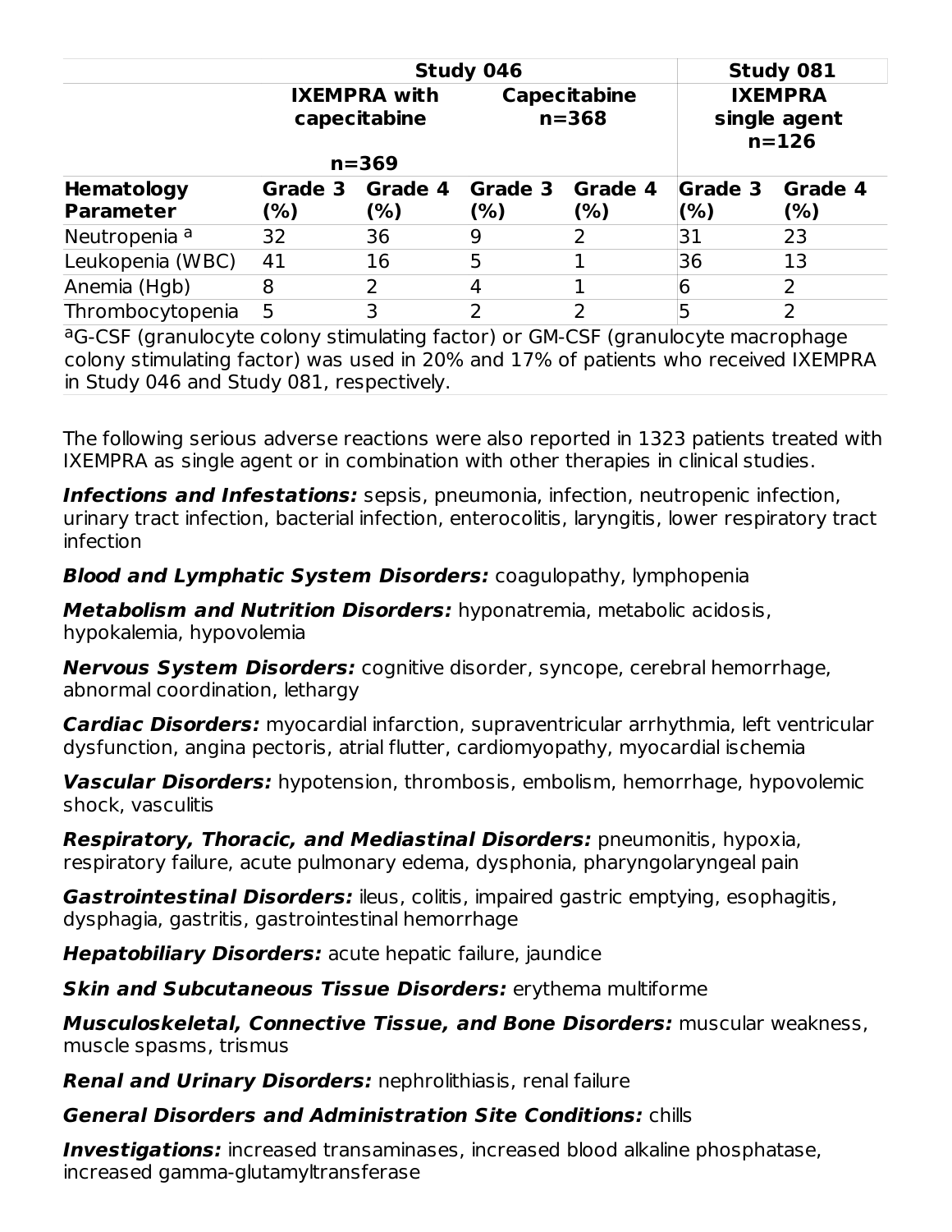| | Study 046 | | | | Study 081 | |
|---|---|---|---|---|---|---|
| | IXEMPRA with capecitabine n=369 | | Capecitabine n=368 | | IXEMPRA single agent n=126 | |
| **Hematology Parameter** | **Grade 3 (%)** | **Grade 4 (%)** | **Grade 3 (%)** | **Grade 4 (%)** | **Grade 3 (%)** | **Grade 4 (%)** |
| Neutropenia [a] | 32 | 36 | 9 | 2 | 31 | 23 |
| Leukopenia (WBC) | 41 | 16 | 5 | 1 | 36 | 13 |
| Anemia (Hgb) | 8 | 2 | 4 | 1 | 6 | 2 |
| Thrombocytopenia | 5 | 3 | 2 | 2 | 5 | 2 |

[a]G-CSF (granulocyte colony stimulating factor) or GM-CSF (granulocyte macrophage colony stimulating factor) was used in 20% and 17% of patients who received IXEMPRA in Study 046 and Study 081, respectively.

The following serious adverse reactions were also reported in 1323 patients treated with IXEMPRA as single agent or in combination with other therapies in clinical studies.

***Infections and Infestations:*** sepsis, pneumonia, infection, neutropenic infection, urinary tract infection, bacterial infection, enterocolitis, laryngitis, lower respiratory tract infection

***Blood and Lymphatic System Disorders:*** coagulopathy, lymphopenia

***Metabolism and Nutrition Disorders:*** hyponatremia, metabolic acidosis, hypokalemia, hypovolemia

***Nervous System Disorders:*** cognitive disorder, syncope, cerebral hemorrhage, abnormal coordination, lethargy

***Cardiac Disorders:*** myocardial infarction, supraventricular arrhythmia, left ventricular dysfunction, angina pectoris, atrial flutter, cardiomyopathy, myocardial ischemia

***Vascular Disorders:*** hypotension, thrombosis, embolism, hemorrhage, hypovolemic shock, vasculitis

***Respiratory, Thoracic, and Mediastinal Disorders:*** pneumonitis, hypoxia, respiratory failure, acute pulmonary edema, dysphonia, pharyngolaryngeal pain

***Gastrointestinal Disorders:*** ileus, colitis, impaired gastric emptying, esophagitis, dysphagia, gastritis, gastrointestinal hemorrhage

***Hepatobiliary Disorders:*** acute hepatic failure, jaundice

***Skin and Subcutaneous Tissue Disorders:*** erythema multiforme

***Musculoskeletal, Connective Tissue, and Bone Disorders:*** muscular weakness, muscle spasms, trismus

***Renal and Urinary Disorders:*** nephrolithiasis, renal failure

***General Disorders and Administration Site Conditions:*** chills

***Investigations:*** increased transaminases, increased blood alkaline phosphatase, increased gamma-glutamyltransferase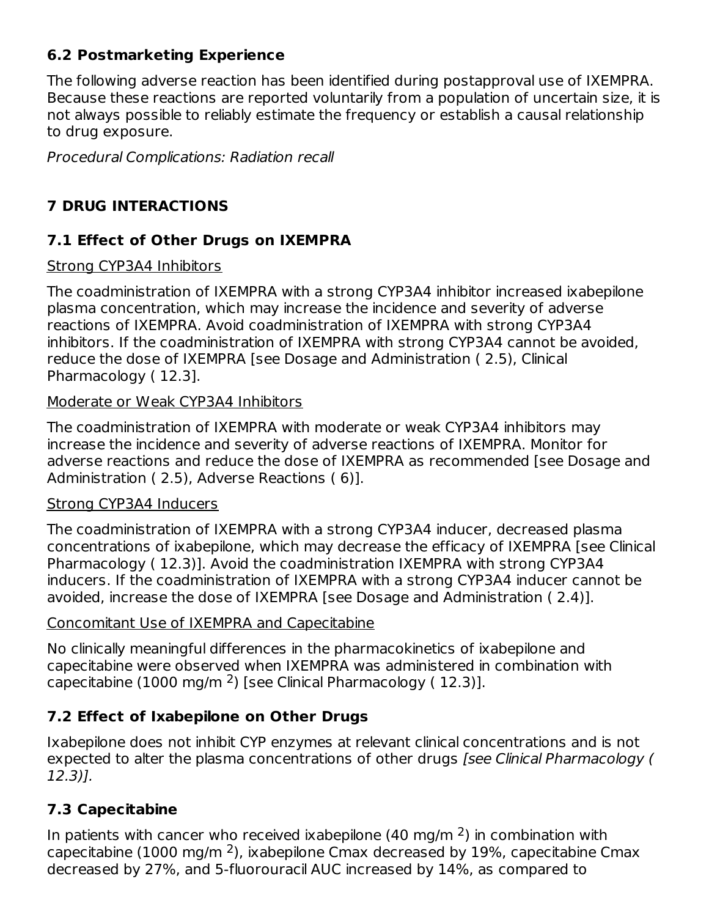## 6.2 Postmarketing Experience

The following adverse reaction has been identified during postapproval use of IXEMPRA. Because these reactions are reported voluntarily from a population of uncertain size, it is not always possible to reliably estimate the frequency or establish a causal relationship to drug exposure.

*Procedural Complications: Radiation recall*

# 7 DRUG INTERACTIONS

## 7.1 Effect of Other Drugs on IXEMPRA

Strong CYP3A4 Inhibitors

The coadministration of IXEMPRA with a strong CYP3A4 inhibitor increased ixabepilone plasma concentration, which may increase the incidence and severity of adverse reactions of IXEMPRA. Avoid coadministration of IXEMPRA with strong CYP3A4 inhibitors. If the coadministration of IXEMPRA with strong CYP3A4 cannot be avoided, reduce the dose of IXEMPRA [see Dosage and Administration ( 2.5), Clinical Pharmacology ( 12.3].

Moderate or Weak CYP3A4 Inhibitors

The coadministration of IXEMPRA with moderate or weak CYP3A4 inhibitors may increase the incidence and severity of adverse reactions of IXEMPRA. Monitor for adverse reactions and reduce the dose of IXEMPRA as recommended [see Dosage and Administration ( 2.5), Adverse Reactions ( 6)].

Strong CYP3A4 Inducers

The coadministration of IXEMPRA with a strong CYP3A4 inducer, decreased plasma concentrations of ixabepilone, which may decrease the efficacy of IXEMPRA [see Clinical Pharmacology ( 12.3)]. Avoid the coadministration IXEMPRA with strong CYP3A4 inducers. If the coadministration of IXEMPRA with a strong CYP3A4 inducer cannot be avoided, increase the dose of IXEMPRA [see Dosage and Administration ( 2.4)].

Concomitant Use of IXEMPRA and Capecitabine

No clinically meaningful differences in the pharmacokinetics of ixabepilone and capecitabine were observed when IXEMPRA was administered in combination with capecitabine (1000 mg/m $^2$) [see Clinical Pharmacology ( 12.3)].

## 7.2 Effect of Ixabepilone on Other Drugs

Ixabepilone does not inhibit CYP enzymes at relevant clinical concentrations and is not expected to alter the plasma concentrations of other drugs *[see Clinical Pharmacology ( 12.3)].*

## 7.3 Capecitabine

In patients with cancer who received ixabepilone (40 mg/m $^2$) in combination with capecitabine (1000 mg/m $^2$), ixabepilone Cmax decreased by 19%, capecitabine Cmax decreased by 27%, and 5-fluorouracil AUC increased by 14%, as compared to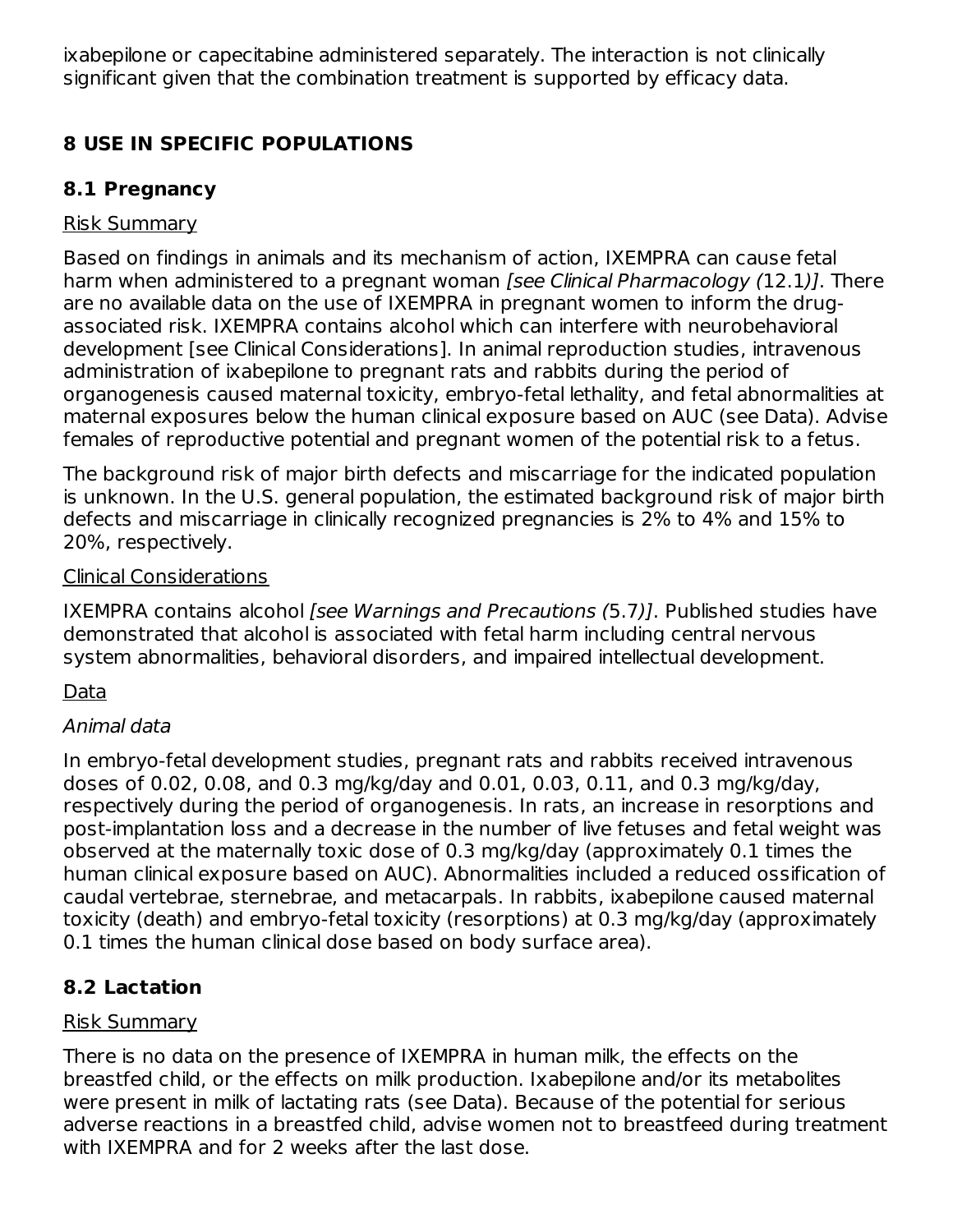ixabepilone or capecitabine administered separately. The interaction is not clinically significant given that the combination treatment is supported by efficacy data.

## 8 USE IN SPECIFIC POPULATIONS

### 8.1 Pregnancy

Risk Summary

Based on findings in animals and its mechanism of action, IXEMPRA can cause fetal harm when administered to a pregnant woman *[see Clinical Pharmacology (*12.1*)]*. There are no available data on the use of IXEMPRA in pregnant women to inform the drug-associated risk. IXEMPRA contains alcohol which can interfere with neurobehavioral development [see Clinical Considerations]. In animal reproduction studies, intravenous administration of ixabepilone to pregnant rats and rabbits during the period of organogenesis caused maternal toxicity, embryo-fetal lethality, and fetal abnormalities at maternal exposures below the human clinical exposure based on AUC (see Data). Advise females of reproductive potential and pregnant women of the potential risk to a fetus.

The background risk of major birth defects and miscarriage for the indicated population is unknown. In the U.S. general population, the estimated background risk of major birth defects and miscarriage in clinically recognized pregnancies is 2% to 4% and 15% to 20%, respectively.

Clinical Considerations

IXEMPRA contains alcohol *[see Warnings and Precautions (*5.7*)]*. Published studies have demonstrated that alcohol is associated with fetal harm including central nervous system abnormalities, behavioral disorders, and impaired intellectual development.

Data

*Animal data*

In embryo-fetal development studies, pregnant rats and rabbits received intravenous doses of 0.02, 0.08, and 0.3 mg/kg/day and 0.01, 0.03, 0.11, and 0.3 mg/kg/day, respectively during the period of organogenesis. In rats, an increase in resorptions and post-implantation loss and a decrease in the number of live fetuses and fetal weight was observed at the maternally toxic dose of 0.3 mg/kg/day (approximately 0.1 times the human clinical exposure based on AUC). Abnormalities included a reduced ossification of caudal vertebrae, sternebrae, and metacarpals. In rabbits, ixabepilone caused maternal toxicity (death) and embryo-fetal toxicity (resorptions) at 0.3 mg/kg/day (approximately 0.1 times the human clinical dose based on body surface area).

### 8.2 Lactation

Risk Summary

There is no data on the presence of IXEMPRA in human milk, the effects on the breastfed child, or the effects on milk production. Ixabepilone and/or its metabolites were present in milk of lactating rats (see Data). Because of the potential for serious adverse reactions in a breastfed child, advise women not to breastfeed during treatment with IXEMPRA and for 2 weeks after the last dose.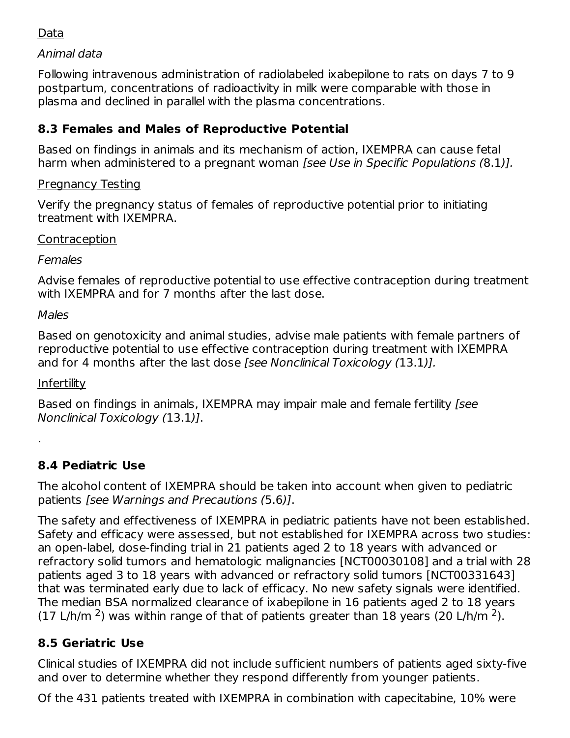Data

*Animal data*

Following intravenous administration of radiolabeled ixabepilone to rats on days 7 to 9 postpartum, concentrations of radioactivity in milk were comparable with those in plasma and declined in parallel with the plasma concentrations.

### 8.3 Females and Males of Reproductive Potential

Based on findings in animals and its mechanism of action, IXEMPRA can cause fetal harm when administered to a pregnant woman *[see Use in Specific Populations (*8.1*)].*

Pregnancy Testing

Verify the pregnancy status of females of reproductive potential prior to initiating treatment with IXEMPRA.

Contraception

*Females*

Advise females of reproductive potential to use effective contraception during treatment with IXEMPRA and for 7 months after the last dose.

*Males*

Based on genotoxicity and animal studies, advise male patients with female partners of reproductive potential to use effective contraception during treatment with IXEMPRA and for 4 months after the last dose *[see Nonclinical Toxicology (*13.1*)].*

Infertility

Based on findings in animals, IXEMPRA may impair male and female fertility *[see Nonclinical Toxicology (*13.1*)]*.

.

### 8.4 Pediatric Use

The alcohol content of IXEMPRA should be taken into account when given to pediatric patients *[see Warnings and Precautions (*5.6*)]*.

The safety and effectiveness of IXEMPRA in pediatric patients have not been established. Safety and efficacy were assessed, but not established for IXEMPRA across two studies: an open-label, dose-finding trial in 21 patients aged 2 to 18 years with advanced or refractory solid tumors and hematologic malignancies [NCT00030108] and a trial with 28 patients aged 3 to 18 years with advanced or refractory solid tumors [NCT00331643] that was terminated early due to lack of efficacy. No new safety signals were identified. The median BSA normalized clearance of ixabepilone in 16 patients aged 2 to 18 years (17 L/h/m $^2$) was within range of that of patients greater than 18 years (20 L/h/m $^2$).

### 8.5 Geriatric Use

Clinical studies of IXEMPRA did not include sufficient numbers of patients aged sixty-five and over to determine whether they respond differently from younger patients.

Of the 431 patients treated with IXEMPRA in combination with capecitabine, 10% were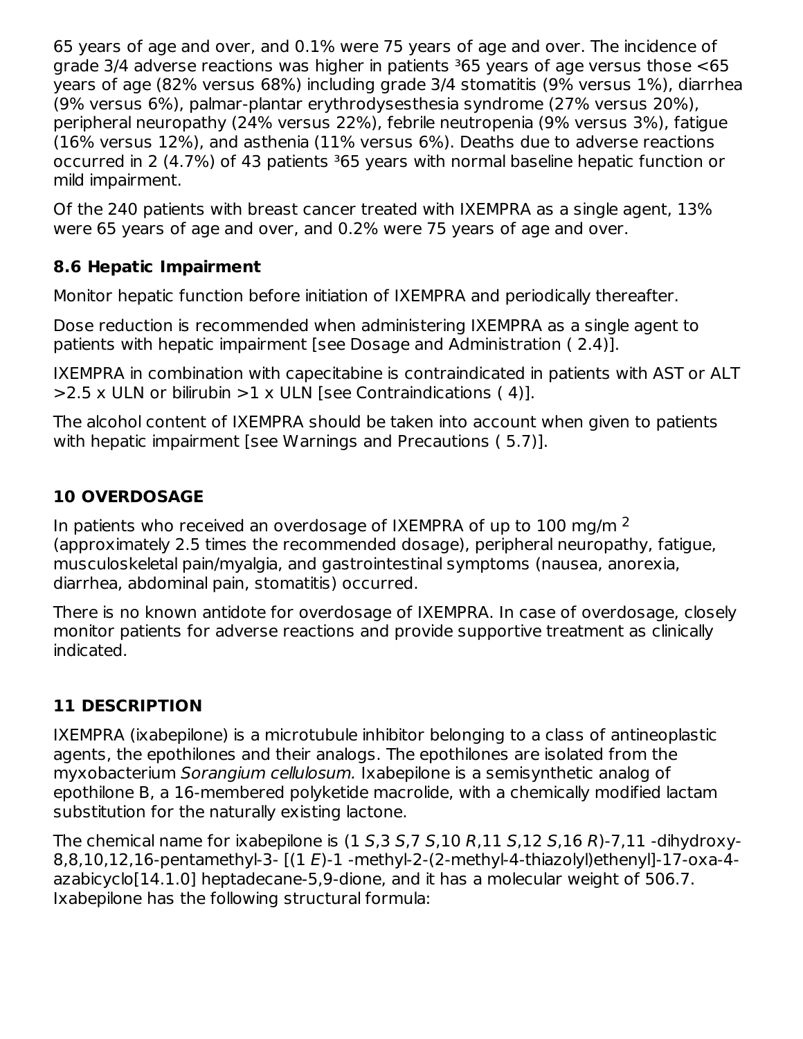65 years of age and over, and 0.1% were 75 years of age and over. The incidence of grade 3/4 adverse reactions was higher in patients ³65 years of age versus those <65 years of age (82% versus 68%) including grade 3/4 stomatitis (9% versus 1%), diarrhea (9% versus 6%), palmar-plantar erythrodysesthesia syndrome (27% versus 20%), peripheral neuropathy (24% versus 22%), febrile neutropenia (9% versus 3%), fatigue (16% versus 12%), and asthenia (11% versus 6%). Deaths due to adverse reactions occurred in 2 (4.7%) of 43 patients ³65 years with normal baseline hepatic function or mild impairment.

Of the 240 patients with breast cancer treated with IXEMPRA as a single agent, 13% were 65 years of age and over, and 0.2% were 75 years of age and over.

### 8.6 Hepatic Impairment

Monitor hepatic function before initiation of IXEMPRA and periodically thereafter.

Dose reduction is recommended when administering IXEMPRA as a single agent to patients with hepatic impairment [see Dosage and Administration ( 2.4)].

IXEMPRA in combination with capecitabine is contraindicated in patients with AST or ALT >2.5 x ULN or bilirubin >1 x ULN [see Contraindications ( 4)].

The alcohol content of IXEMPRA should be taken into account when given to patients with hepatic impairment [see Warnings and Precautions ( 5.7)].

## 10 OVERDOSAGE

In patients who received an overdosage of IXEMPRA of up to 100 mg/m$^2$ (approximately 2.5 times the recommended dosage), peripheral neuropathy, fatigue, musculoskeletal pain/myalgia, and gastrointestinal symptoms (nausea, anorexia, diarrhea, abdominal pain, stomatitis) occurred.

There is no known antidote for overdosage of IXEMPRA. In case of overdosage, closely monitor patients for adverse reactions and provide supportive treatment as clinically indicated.

## 11 DESCRIPTION

IXEMPRA (ixabepilone) is a microtubule inhibitor belonging to a class of antineoplastic agents, the epothilones and their analogs. The epothilones are isolated from the myxobacterium *Sorangium cellulosum.* Ixabepilone is a semisynthetic analog of epothilone B, a 16-membered polyketide macrolide, with a chemically modified lactam substitution for the naturally existing lactone.

The chemical name for ixabepilone is (1 *S*,3 *S*,7 *S*,10 *R*,11 *S*,12 *S*,16 *R*)-7,11 -dihydroxy-8,8,10,12,16-pentamethyl-3- [(1 *E*)-1 -methyl-2-(2-methyl-4-thiazolyl)ethenyl]-17-oxa-4-azabicyclo[14.1.0] heptadecane-5,9-dione, and it has a molecular weight of 506.7. Ixabepilone has the following structural formula: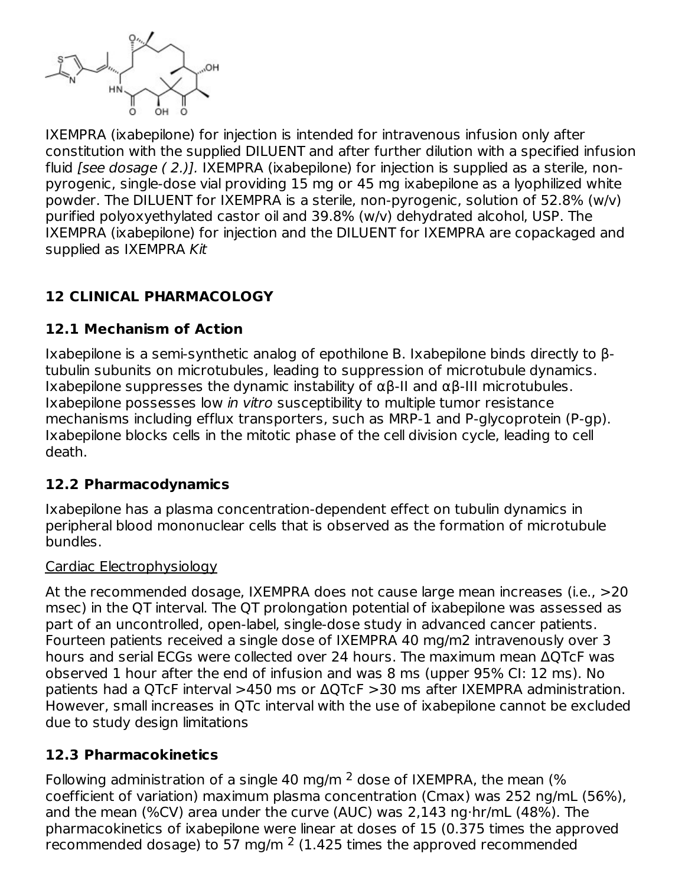IXEMPRA (ixabepilone) for injection is intended for intravenous infusion only after constitution with the supplied DILUENT and after further dilution with a specified infusion fluid *[see dosage ( 2.)]*. IXEMPRA (ixabepilone) for injection is supplied as a sterile, non-pyrogenic, single-dose vial providing 15 mg or 45 mg ixabepilone as a lyophilized white powder. The DILUENT for IXEMPRA is a sterile, non-pyrogenic, solution of 52.8% (w/v) purified polyoxyethylated castor oil and 39.8% (w/v) dehydrated alcohol, USP. The IXEMPRA (ixabepilone) for injection and the DILUENT for IXEMPRA are copackaged and supplied as IXEMPRA *Kit*

## 12 CLINICAL PHARMACOLOGY

### 12.1 Mechanism of Action

Ixabepilone is a semi-synthetic analog of epothilone B. Ixabepilone binds directly to β-tubulin subunits on microtubules, leading to suppression of microtubule dynamics. Ixabepilone suppresses the dynamic instability of αβ-II and αβ-III microtubules. Ixabepilone possesses low *in vitro* susceptibility to multiple tumor resistance mechanisms including efflux transporters, such as MRP-1 and P-glycoprotein (P-gp). Ixabepilone blocks cells in the mitotic phase of the cell division cycle, leading to cell death.

### 12.2 Pharmacodynamics

Ixabepilone has a plasma concentration-dependent effect on tubulin dynamics in peripheral blood mononuclear cells that is observed as the formation of microtubule bundles.

Cardiac Electrophysiology

At the recommended dosage, IXEMPRA does not cause large mean increases (i.e., >20 msec) in the QT interval. The QT prolongation potential of ixabepilone was assessed as part of an uncontrolled, open-label, single-dose study in advanced cancer patients. Fourteen patients received a single dose of IXEMPRA 40 mg/m2 intravenously over 3 hours and serial ECGs were collected over 24 hours. The maximum mean ΔQTcF was observed 1 hour after the end of infusion and was 8 ms (upper 95% CI: 12 ms). No patients had a QTcF interval >450 ms or ΔQTcF >30 ms after IXEMPRA administration. However, small increases in QTc interval with the use of ixabepilone cannot be excluded due to study design limitations

### 12.3 Pharmacokinetics

Following administration of a single 40 mg/m$^2$ dose of IXEMPRA, the mean (% coefficient of variation) maximum plasma concentration (Cmax) was 252 ng/mL (56%), and the mean (%CV) area under the curve (AUC) was 2,143 ng·hr/mL (48%). The pharmacokinetics of ixabepilone were linear at doses of 15 (0.375 times the approved recommended dosage) to 57 mg/m$^2$ (1.425 times the approved recommended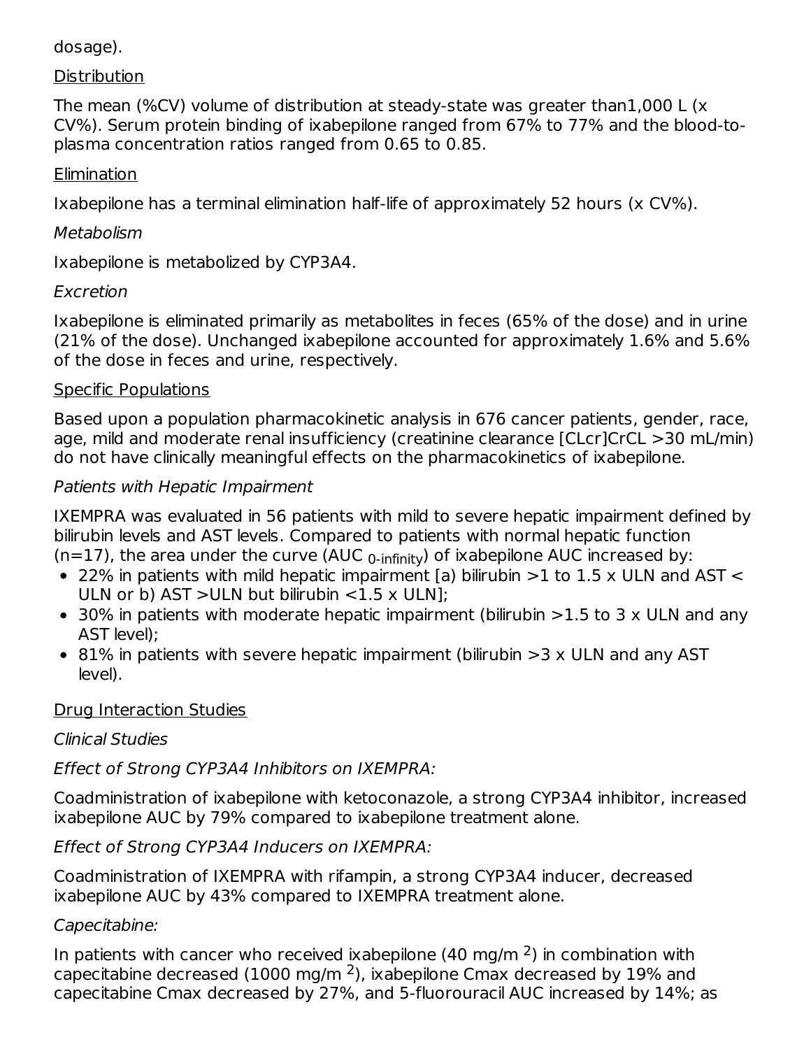dosage).

Distribution

The mean (%CV) volume of distribution at steady-state was greater than1,000 L (x CV%). Serum protein binding of ixabepilone ranged from 67% to 77% and the blood-to-plasma concentration ratios ranged from 0.65 to 0.85.

Elimination

Ixabepilone has a terminal elimination half-life of approximately 52 hours (x CV%).

*Metabolism*

Ixabepilone is metabolized by CYP3A4.

*Excretion*

Ixabepilone is eliminated primarily as metabolites in feces (65% of the dose) and in urine (21% of the dose). Unchanged ixabepilone accounted for approximately 1.6% and 5.6% of the dose in feces and urine, respectively.

Specific Populations

Based upon a population pharmacokinetic analysis in 676 cancer patients, gender, race, age, mild and moderate renal insufficiency (creatinine clearance [CLcr]CrCL >30 mL/min) do not have clinically meaningful effects on the pharmacokinetics of ixabepilone.

*Patients with Hepatic Impairment*

IXEMPRA was evaluated in 56 patients with mild to severe hepatic impairment defined by bilirubin levels and AST levels. Compared to patients with normal hepatic function (n=17), the area under the curve ($AUC_{0\text{-infinity}}$) of ixabepilone AUC increased by:

- 22% in patients with mild hepatic impairment [a) bilirubin >1 to 1.5 x ULN and AST < ULN or b) AST >ULN but bilirubin <1.5 x ULN];
- 30% in patients with moderate hepatic impairment (bilirubin >1.5 to 3 x ULN and any AST level);
- 81% in patients with severe hepatic impairment (bilirubin >3 x ULN and any AST level).

Drug Interaction Studies

*Clinical Studies*

*Effect of Strong CYP3A4 Inhibitors on IXEMPRA:*

Coadministration of ixabepilone with ketoconazole, a strong CYP3A4 inhibitor, increased ixabepilone AUC by 79% compared to ixabepilone treatment alone.

*Effect of Strong CYP3A4 Inducers on IXEMPRA:*

Coadministration of IXEMPRA with rifampin, a strong CYP3A4 inducer, decreased ixabepilone AUC by 43% compared to IXEMPRA treatment alone.

*Capecitabine:*

In patients with cancer who received ixabepilone (40 mg/$m^2$) in combination with capecitabine decreased (1000 mg/$m^2$), ixabepilone Cmax decreased by 19% and capecitabine Cmax decreased by 27%, and 5-fluorouracil AUC increased by 14%; as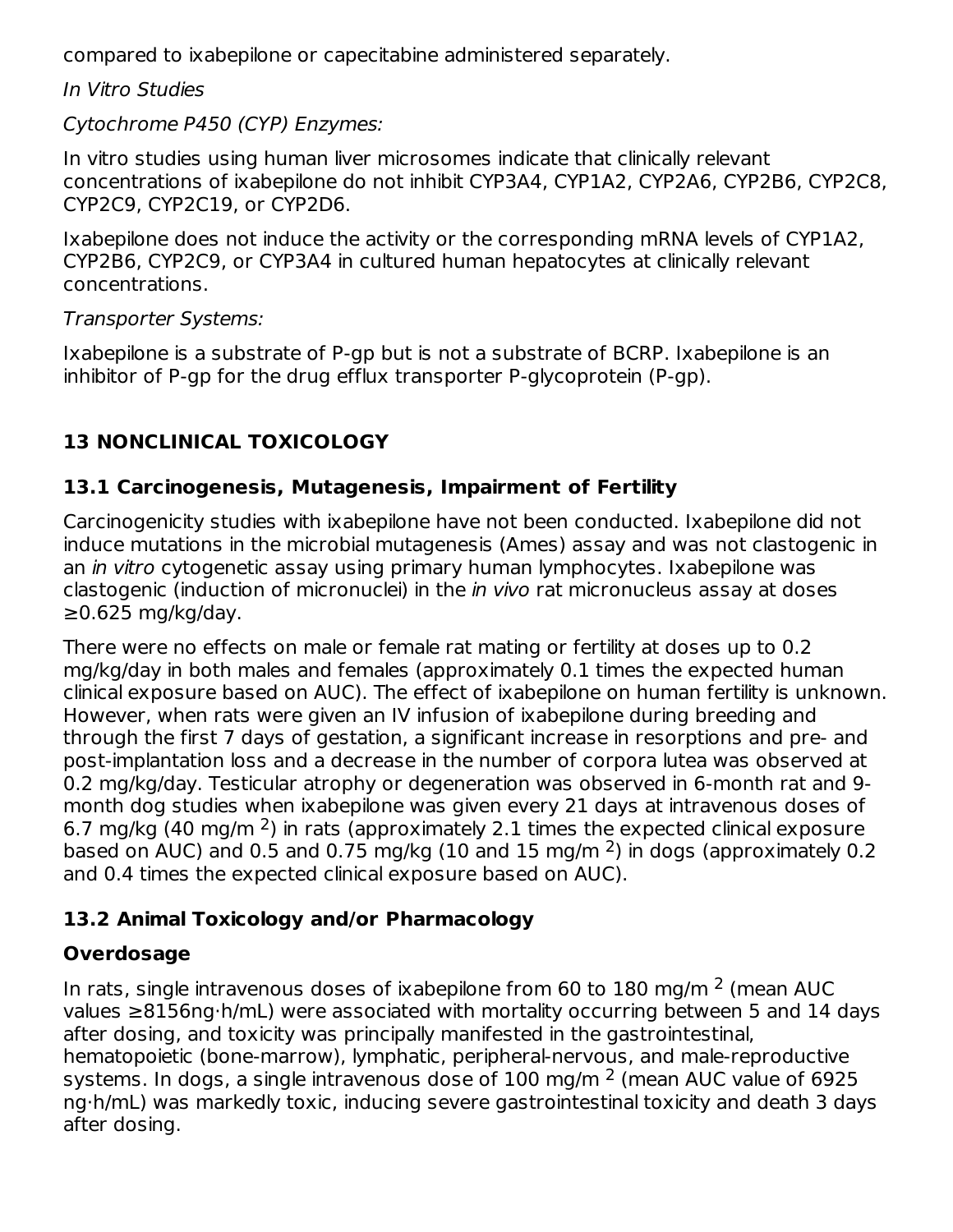compared to ixabepilone or capecitabine administered separately.

*In Vitro Studies*

*Cytochrome P450 (CYP) Enzymes:*

In vitro studies using human liver microsomes indicate that clinically relevant concentrations of ixabepilone do not inhibit CYP3A4, CYP1A2, CYP2A6, CYP2B6, CYP2C8, CYP2C9, CYP2C19, or CYP2D6.

Ixabepilone does not induce the activity or the corresponding mRNA levels of CYP1A2, CYP2B6, CYP2C9, or CYP3A4 in cultured human hepatocytes at clinically relevant concentrations.

*Transporter Systems:*

Ixabepilone is a substrate of P-gp but is not a substrate of BCRP. Ixabepilone is an inhibitor of P-gp for the drug efflux transporter P-glycoprotein (P-gp).

## 13 NONCLINICAL TOXICOLOGY

### 13.1 Carcinogenesis, Mutagenesis, Impairment of Fertility

Carcinogenicity studies with ixabepilone have not been conducted. Ixabepilone did not induce mutations in the microbial mutagenesis (Ames) assay and was not clastogenic in an *in vitro* cytogenetic assay using primary human lymphocytes. Ixabepilone was clastogenic (induction of micronuclei) in the *in vivo* rat micronucleus assay at doses ≥0.625 mg/kg/day.

There were no effects on male or female rat mating or fertility at doses up to 0.2 mg/kg/day in both males and females (approximately 0.1 times the expected human clinical exposure based on AUC). The effect of ixabepilone on human fertility is unknown. However, when rats were given an IV infusion of ixabepilone during breeding and through the first 7 days of gestation, a significant increase in resorptions and pre- and post-implantation loss and a decrease in the number of corpora lutea was observed at 0.2 mg/kg/day. Testicular atrophy or degeneration was observed in 6-month rat and 9-month dog studies when ixabepilone was given every 21 days at intravenous doses of 6.7 mg/kg (40 mg/m $^2$) in rats (approximately 2.1 times the expected clinical exposure based on AUC) and 0.5 and 0.75 mg/kg (10 and 15 mg/m $^2$) in dogs (approximately 0.2 and 0.4 times the expected clinical exposure based on AUC).

### 13.2 Animal Toxicology and/or Pharmacology

**Overdosage**

In rats, single intravenous doses of ixabepilone from 60 to 180 mg/m $^2$ (mean AUC values ≥8156ng·h/mL) were associated with mortality occurring between 5 and 14 days after dosing, and toxicity was principally manifested in the gastrointestinal, hematopoietic (bone-marrow), lymphatic, peripheral-nervous, and male-reproductive systems. In dogs, a single intravenous dose of 100 mg/m $^2$ (mean AUC value of 6925 ng·h/mL) was markedly toxic, inducing severe gastrointestinal toxicity and death 3 days after dosing.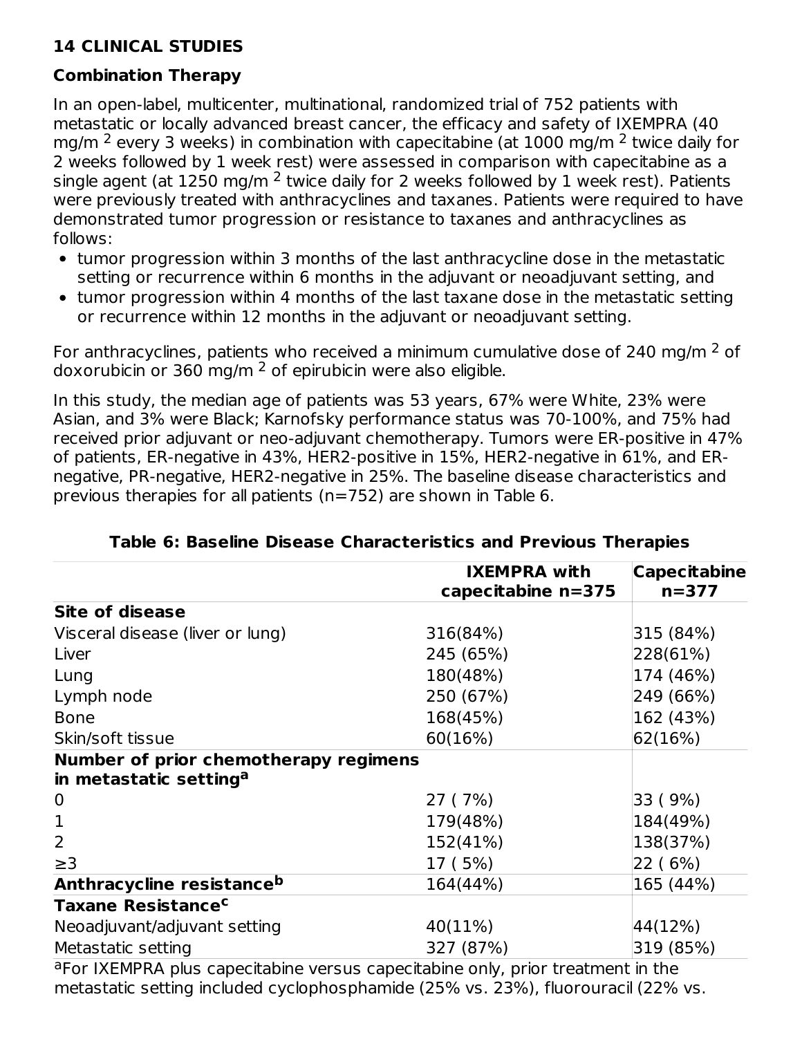## 14 CLINICAL STUDIES

### Combination Therapy

In an open-label, multicenter, multinational, randomized trial of 752 patients with metastatic or locally advanced breast cancer, the efficacy and safety of IXEMPRA (40 mg/m$^2$ every 3 weeks) in combination with capecitabine (at 1000 mg/m$^2$ twice daily for 2 weeks followed by 1 week rest) were assessed in comparison with capecitabine as a single agent (at 1250 mg/m$^2$ twice daily for 2 weeks followed by 1 week rest). Patients were previously treated with anthracyclines and taxanes. Patients were required to have demonstrated tumor progression or resistance to taxanes and anthracyclines as follows:

- tumor progression within 3 months of the last anthracycline dose in the metastatic setting or recurrence within 6 months in the adjuvant or neoadjuvant setting, and
- tumor progression within 4 months of the last taxane dose in the metastatic setting or recurrence within 12 months in the adjuvant or neoadjuvant setting.

For anthracyclines, patients who received a minimum cumulative dose of 240 mg/m$^2$ of doxorubicin or 360 mg/m$^2$ of epirubicin were also eligible.

In this study, the median age of patients was 53 years, 67% were White, 23% were Asian, and 3% were Black; Karnofsky performance status was 70-100%, and 75% had received prior adjuvant or neo-adjuvant chemotherapy. Tumors were ER-positive in 47% of patients, ER-negative in 43%, HER2-positive in 15%, HER2-negative in 61%, and ER-negative, PR-negative, HER2-negative in 25%. The baseline disease characteristics and previous therapies for all patients (n=752) are shown in Table 6.

**Table 6: Baseline Disease Characteristics and Previous Therapies**

| | IXEMPRA with capecitabine n=375 | Capecitabine n=377 |
|---|---|---|
| **Site of disease** | | |
| Visceral disease (liver or lung) | 316(84%) | 315 (84%) |
| Liver | 245 (65%) | 228(61%) |
| Lung | 180(48%) | 174 (46%) |
| Lymph node | 250 (67%) | 249 (66%) |
| Bone | 168(45%) | 162 (43%) |
| Skin/soft tissue | 60(16%) | 62(16%) |
| **Number of prior chemotherapy regimens in metastatic setting[a]** | | |
| 0 | 27 ( 7%) | 33 ( 9%) |
| 1 | 179(48%) | 184(49%) |
| 2 | 152(41%) | 138(37%) |
| ≥3 | 17 ( 5%) | 22 ( 6%) |
| **Anthracycline resistance[b]** | 164(44%) | 165 (44%) |
| **Taxane Resistance[c]** | | |
| Neoadjuvant/adjuvant setting | 40(11%) | 44(12%) |
| Metastatic setting | 327 (87%) | 319 (85%) |

[a]For IXEMPRA plus capecitabine versus capecitabine only, prior treatment in the metastatic setting included cyclophosphamide (25% vs. 23%), fluorouracil (22% vs.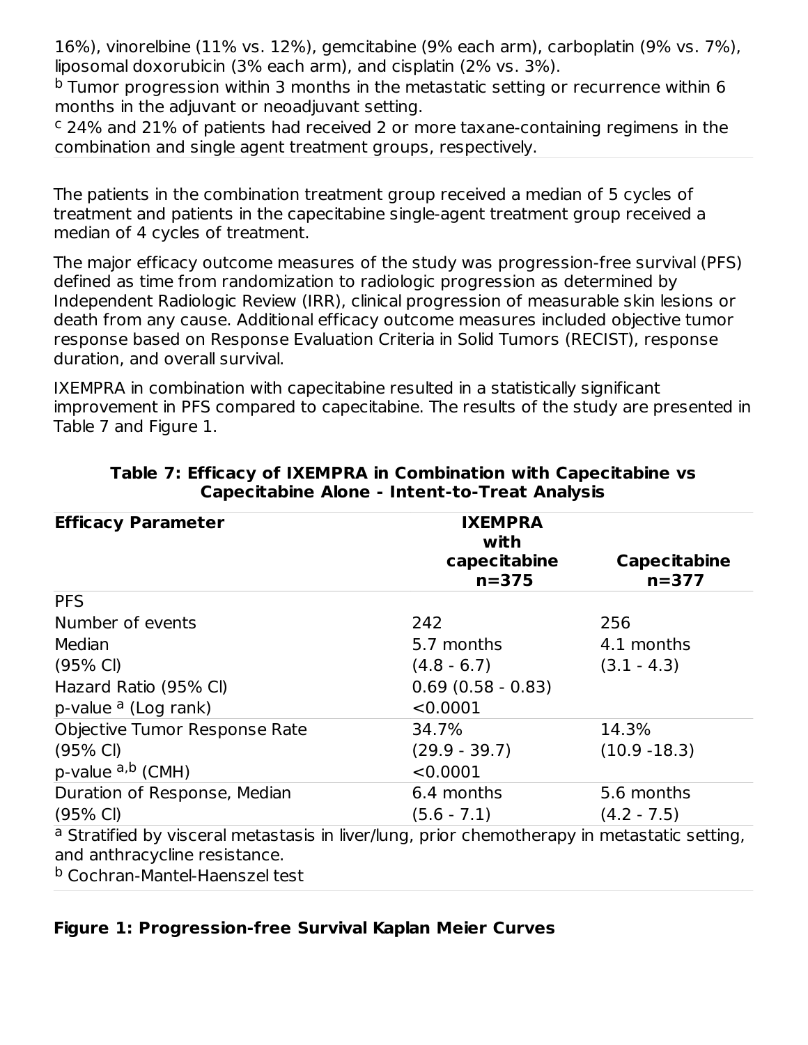16%), vinorelbine (11% vs. 12%), gemcitabine (9% each arm), carboplatin (9% vs. 7%), liposomal doxorubicin (3% each arm), and cisplatin (2% vs. 3%).

[b] Tumor progression within 3 months in the metastatic setting or recurrence within 6 months in the adjuvant or neoadjuvant setting.

[c] 24% and 21% of patients had received 2 or more taxane-containing regimens in the combination and single agent treatment groups, respectively.

The patients in the combination treatment group received a median of 5 cycles of treatment and patients in the capecitabine single-agent treatment group received a median of 4 cycles of treatment.

The major efficacy outcome measures of the study was progression-free survival (PFS) defined as time from randomization to radiologic progression as determined by Independent Radiologic Review (IRR), clinical progression of measurable skin lesions or death from any cause. Additional efficacy outcome measures included objective tumor response based on Response Evaluation Criteria in Solid Tumors (RECIST), response duration, and overall survival.

IXEMPRA in combination with capecitabine resulted in a statistically significant improvement in PFS compared to capecitabine. The results of the study are presented in Table 7 and Figure 1.

**Table 7: Efficacy of IXEMPRA in Combination with Capecitabine vs Capecitabine Alone - Intent-to-Treat Analysis**

| Efficacy Parameter | IXEMPRA with capecitabine n=375 | Capecitabine n=377 |
|---|---|---|
| PFS | | |
| Number of events | 242 | 256 |
| Median | 5.7 months | 4.1 months |
| (95% CI) | (4.8 - 6.7) | (3.1 - 4.3) |
| Hazard Ratio (95% CI) | 0.69 (0.58 - 0.83) | |
| p-value [a] (Log rank) | <0.0001 | |
| Objective Tumor Response Rate | 34.7% | 14.3% |
| (95% CI) | (29.9 - 39.7) | (10.9 -18.3) |
| p-value [a,b] (CMH) | <0.0001 | |
| Duration of Response, Median | 6.4 months | 5.6 months |
| (95% CI) | (5.6 - 7.1) | (4.2 - 7.5) |

[a] Stratified by visceral metastasis in liver/lung, prior chemotherapy in metastatic setting, and anthracycline resistance.

[b] Cochran-Mantel-Haenszel test

**Figure 1: Progression-free Survival Kaplan Meier Curves**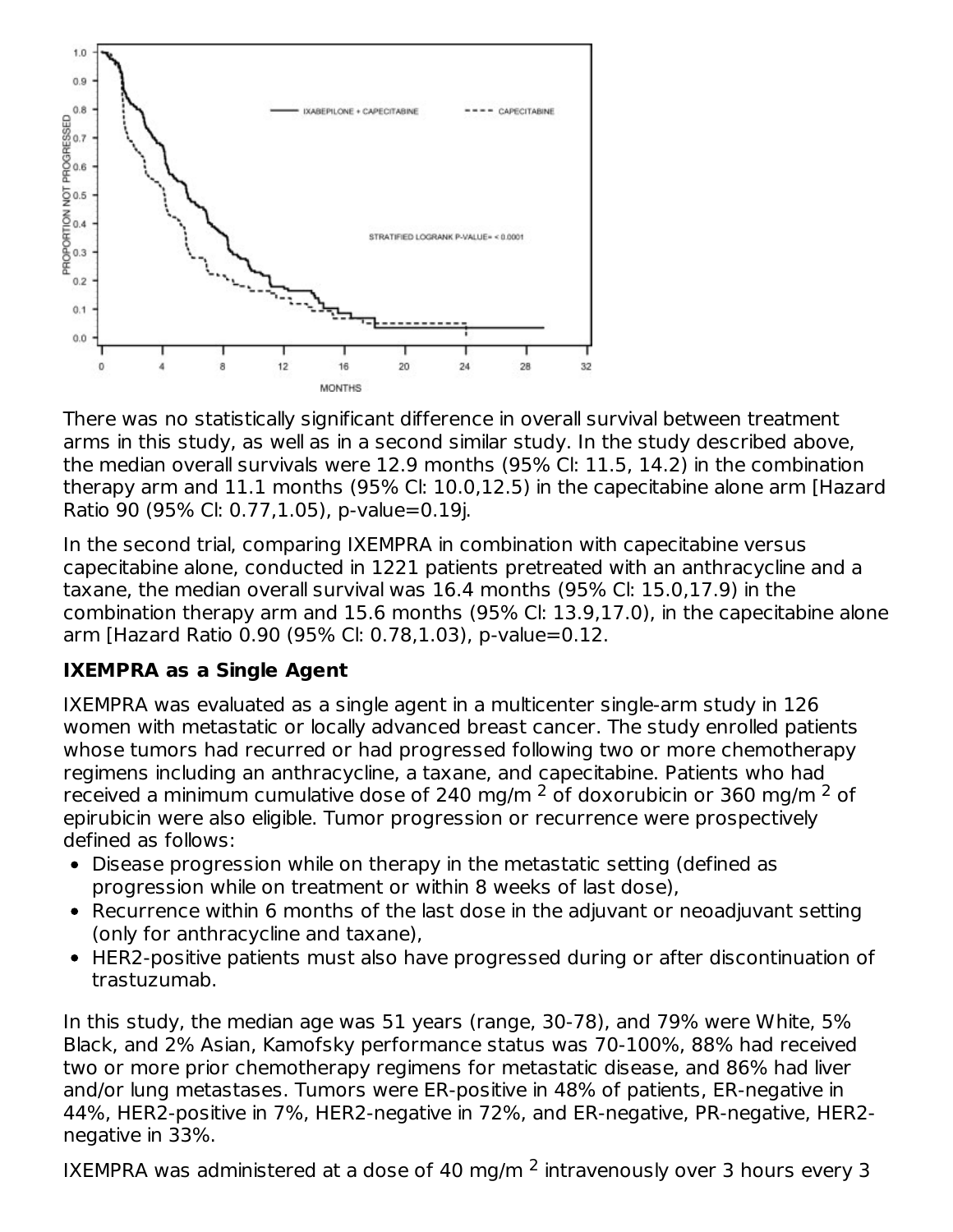There was no statistically significant difference in overall survival between treatment arms in this study, as well as in a second similar study. In the study described above, the median overall survivals were 12.9 months (95% CI: 11.5, 14.2) in the combination therapy arm and 11.1 months (95% CI: 10.0,12.5) in the capecitabine alone arm [Hazard Ratio 90 (95% CI: 0.77,1.05), p-value=0.19j.

In the second trial, comparing IXEMPRA in combination with capecitabine versus capecitabine alone, conducted in 1221 patients pretreated with an anthracycline and a taxane, the median overall survival was 16.4 months (95% CI: 15.0,17.9) in the combination therapy arm and 15.6 months (95% CI: 13.9,17.0), in the capecitabine alone arm [Hazard Ratio 0.90 (95% CI: 0.78,1.03), p-value=0.12.

**IXEMPRA as a Single Agent**

IXEMPRA was evaluated as a single agent in a multicenter single-arm study in 126 women with metastatic or locally advanced breast cancer. The study enrolled patients whose tumors had recurred or had progressed following two or more chemotherapy regimens including an anthracycline, a taxane, and capecitabine. Patients who had received a minimum cumulative dose of 240 mg/m $^2$ of doxorubicin or 360 mg/m $^2$ of epirubicin were also eligible. Tumor progression or recurrence were prospectively defined as follows:

- Disease progression while on therapy in the metastatic setting (defined as progression while on treatment or within 8 weeks of last dose),
- Recurrence within 6 months of the last dose in the adjuvant or neoadjuvant setting (only for anthracycline and taxane),
- HER2-positive patients must also have progressed during or after discontinuation of trastuzumab.

In this study, the median age was 51 years (range, 30-78), and 79% were White, 5% Black, and 2% Asian, Kamofsky performance status was 70-100%, 88% had received two or more prior chemotherapy regimens for metastatic disease, and 86% had liver and/or lung metastases. Tumors were ER-positive in 48% of patients, ER-negative in 44%, HER2-positive in 7%, HER2-negative in 72%, and ER-negative, PR-negative, HER2-negative in 33%.

IXEMPRA was administered at a dose of 40 mg/m $^2$ intravenously over 3 hours every 3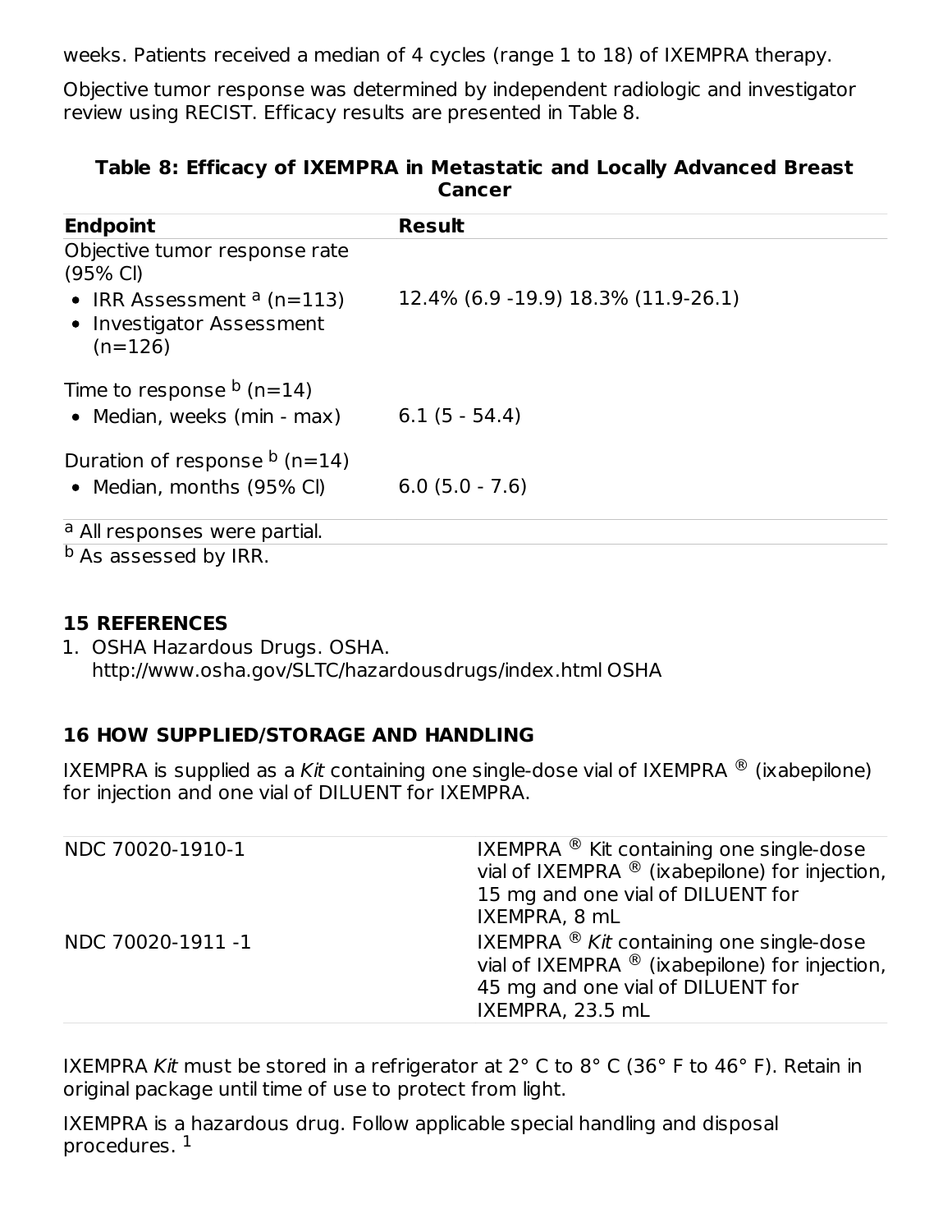weeks. Patients received a median of 4 cycles (range 1 to 18) of IXEMPRA therapy.

Objective tumor response was determined by independent radiologic and investigator review using RECIST. Efficacy results are presented in Table 8.

**Table 8: Efficacy of IXEMPRA in Metastatic and Locally Advanced Breast Cancer**

| Endpoint | Result |
|---|---|
| Objective tumor response rate (95% CI) | |
| • IRR Assessment [a] (n=113)<br>• Investigator Assessment (n=126) | 12.4% (6.9 -19.9) 18.3% (11.9-26.1) |
| Time to response [b] (n=14) | |
| • Median, weeks (min - max) | 6.1 (5 - 54.4) |
| Duration of response [b] (n=14) | |
| • Median, months (95% CI) | 6.0 (5.0 - 7.6) |

[a] All responses were partial.

[b] As assessed by IRR.

## 15 REFERENCES

1. OSHA Hazardous Drugs. OSHA. http://www.osha.gov/SLTC/hazardousdrugs/index.html OSHA

## 16 HOW SUPPLIED/STORAGE AND HANDLING

IXEMPRA is supplied as a *Kit* containing one single-dose vial of IXEMPRA ® (ixabepilone) for injection and one vial of DILUENT for IXEMPRA.

| | |
|---|---|
| NDC 70020-1910-1 | IXEMPRA ® Kit containing one single-dose vial of IXEMPRA ® (ixabepilone) for injection, 15 mg and one vial of DILUENT for IXEMPRA, 8 mL |
| NDC 70020-1911 -1 | IXEMPRA ® *Kit* containing one single-dose vial of IXEMPRA ® (ixabepilone) for injection, 45 mg and one vial of DILUENT for IXEMPRA, 23.5 mL |

IXEMPRA *Kit* must be stored in a refrigerator at 2° C to 8° C (36° F to 46° F). Retain in original package until time of use to protect from light.

IXEMPRA is a hazardous drug. Follow applicable special handling and disposal procedures. [1]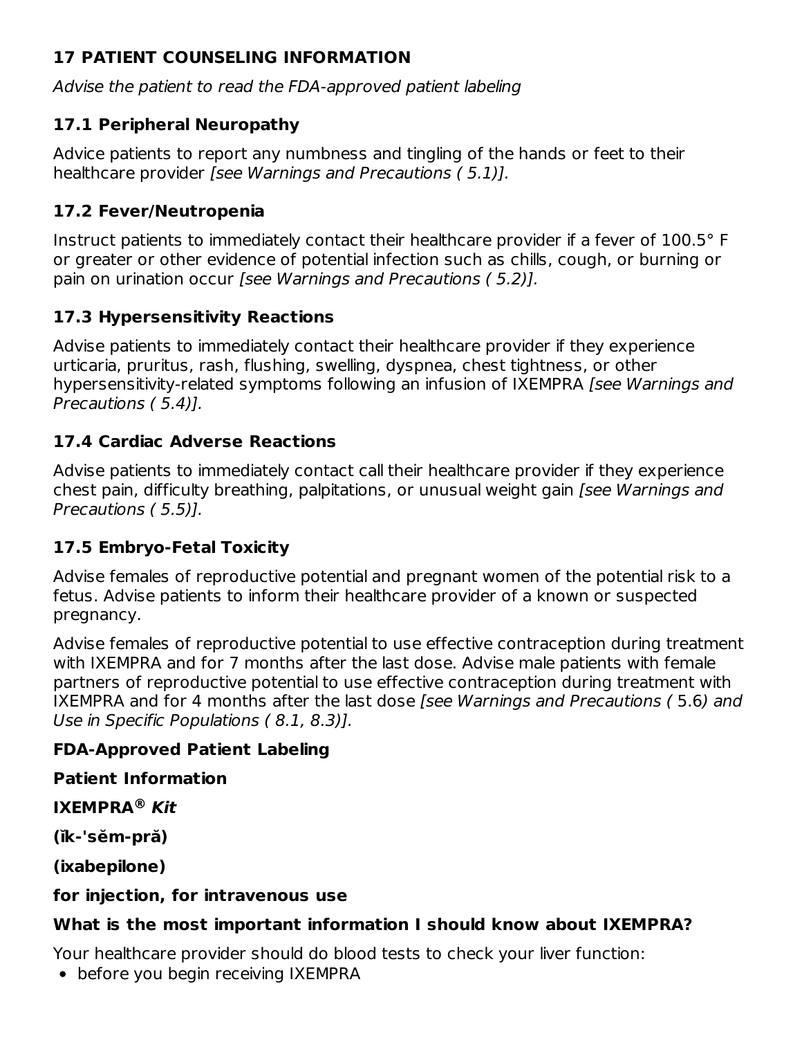## 17 PATIENT COUNSELING INFORMATION

*Advise the patient to read the FDA-approved patient labeling*

### 17.1 Peripheral Neuropathy

Advice patients to report any numbness and tingling of the hands or feet to their healthcare provider *[see Warnings and Precautions ( 5.1)].*

### 17.2 Fever/Neutropenia

Instruct patients to immediately contact their healthcare provider if a fever of 100.5° F or greater or other evidence of potential infection such as chills, cough, or burning or pain on urination occur *[see Warnings and Precautions ( 5.2)].*

### 17.3 Hypersensitivity Reactions

Advise patients to immediately contact their healthcare provider if they experience urticaria, pruritus, rash, flushing, swelling, dyspnea, chest tightness, or other hypersensitivity-related symptoms following an infusion of IXEMPRA *[see Warnings and Precautions ( 5.4)].*

### 17.4 Cardiac Adverse Reactions

Advise patients to immediately contact call their healthcare provider if they experience chest pain, difficulty breathing, palpitations, or unusual weight gain *[see Warnings and Precautions ( 5.5)].*

### 17.5 Embryo-Fetal Toxicity

Advise females of reproductive potential and pregnant women of the potential risk to a fetus. Advise patients to inform their healthcare provider of a known or suspected pregnancy.

Advise females of reproductive potential to use effective contraception during treatment with IXEMPRA and for 7 months after the last dose. Advise male patients with female partners of reproductive potential to use effective contraception during treatment with IXEMPRA and for 4 months after the last dose *[see Warnings and Precautions (* 5.6*) and Use in Specific Populations ( 8.1, 8.3)].*

**FDA-Approved Patient Labeling**

**Patient Information**

**IXEMPRA® *Kit***

**(ĭk-'sĕm-pră)**

**(ixabepilone)**

**for injection, for intravenous use**

**What is the most important information I should know about IXEMPRA?**

Your healthcare provider should do blood tests to check your liver function:

- before you begin receiving IXEMPRA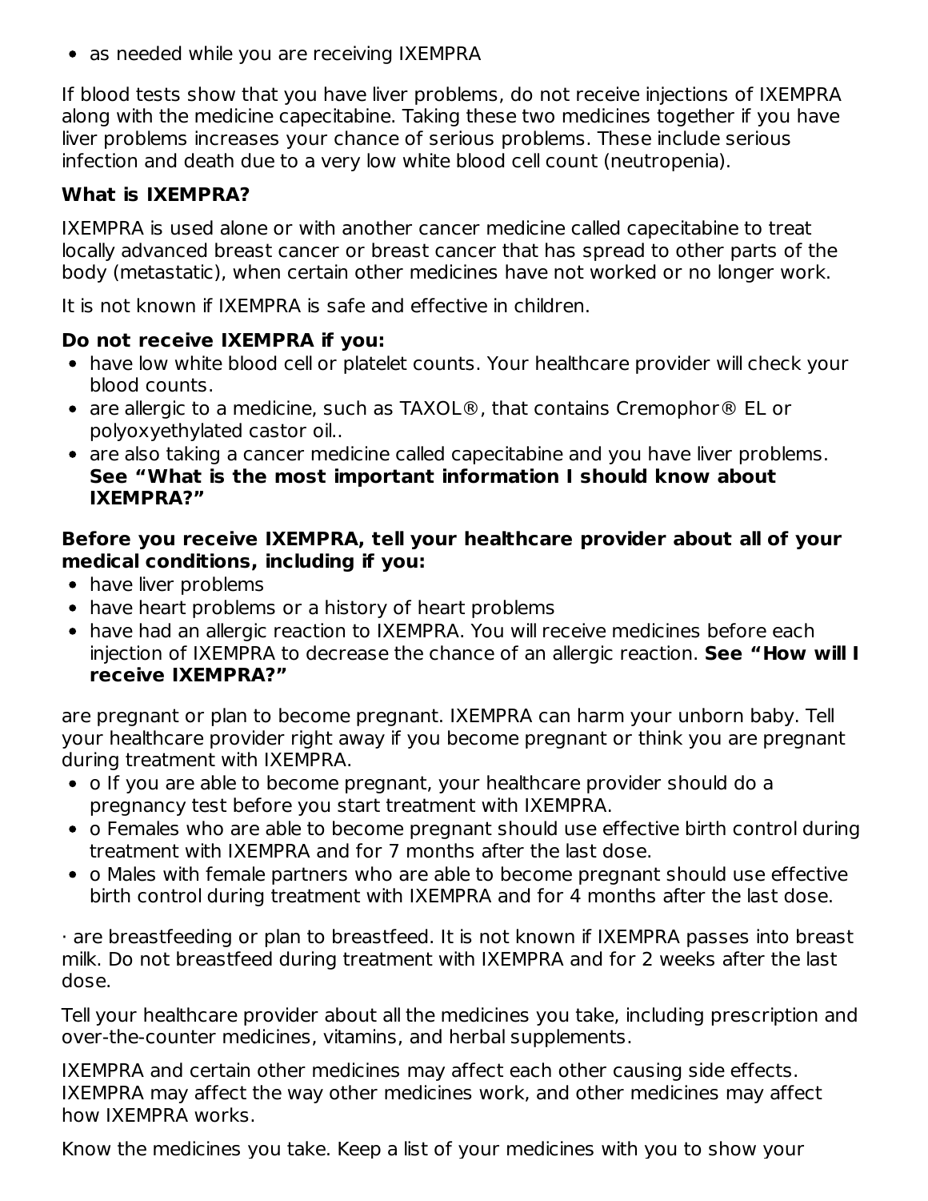- as needed while you are receiving IXEMPRA

If blood tests show that you have liver problems, do not receive injections of IXEMPRA along with the medicine capecitabine. Taking these two medicines together if you have liver problems increases your chance of serious problems. These include serious infection and death due to a very low white blood cell count (neutropenia).

**What is IXEMPRA?**

IXEMPRA is used alone or with another cancer medicine called capecitabine to treat locally advanced breast cancer or breast cancer that has spread to other parts of the body (metastatic), when certain other medicines have not worked or no longer work.

It is not known if IXEMPRA is safe and effective in children.

**Do not receive IXEMPRA if you:**

- have low white blood cell or platelet counts. Your healthcare provider will check your blood counts.
- are allergic to a medicine, such as TAXOL®, that contains Cremophor® EL or polyoxyethylated castor oil..
- are also taking a cancer medicine called capecitabine and you have liver problems. **See "What is the most important information I should know about IXEMPRA?"**

**Before you receive IXEMPRA, tell your healthcare provider about all of your medical conditions, including if you:**

- have liver problems
- have heart problems or a history of heart problems
- have had an allergic reaction to IXEMPRA. You will receive medicines before each injection of IXEMPRA to decrease the chance of an allergic reaction. **See "How will I receive IXEMPRA?"**

are pregnant or plan to become pregnant. IXEMPRA can harm your unborn baby. Tell your healthcare provider right away if you become pregnant or think you are pregnant during treatment with IXEMPRA.

- o If you are able to become pregnant, your healthcare provider should do a pregnancy test before you start treatment with IXEMPRA.
- o Females who are able to become pregnant should use effective birth control during treatment with IXEMPRA and for 7 months after the last dose.
- o Males with female partners who are able to become pregnant should use effective birth control during treatment with IXEMPRA and for 4 months after the last dose.

· are breastfeeding or plan to breastfeed. It is not known if IXEMPRA passes into breast milk. Do not breastfeed during treatment with IXEMPRA and for 2 weeks after the last dose.

Tell your healthcare provider about all the medicines you take, including prescription and over-the-counter medicines, vitamins, and herbal supplements.

IXEMPRA and certain other medicines may affect each other causing side effects. IXEMPRA may affect the way other medicines work, and other medicines may affect how IXEMPRA works.

Know the medicines you take. Keep a list of your medicines with you to show your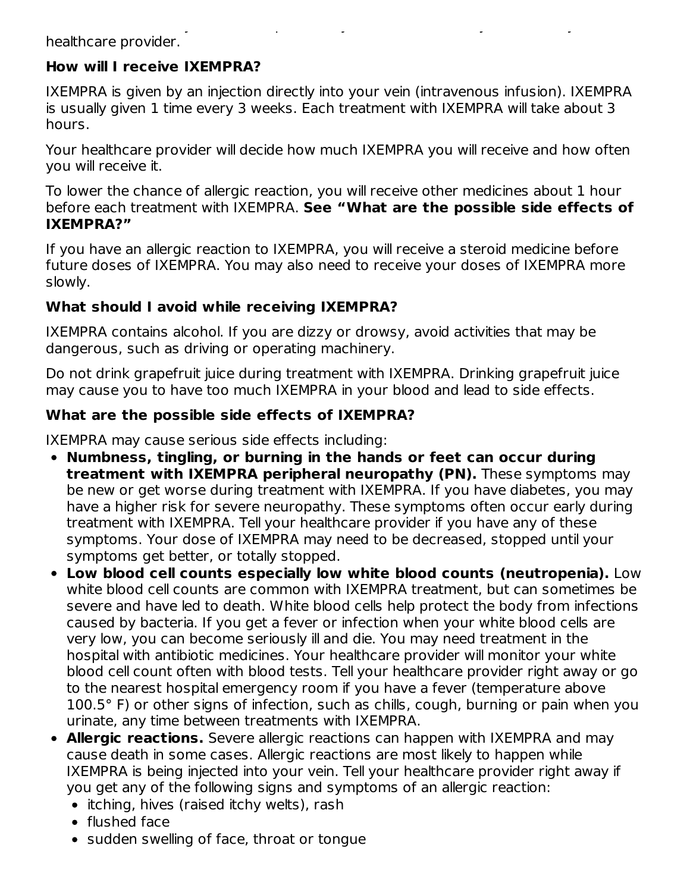healthcare provider.

**How will I receive IXEMPRA?**

IXEMPRA is given by an injection directly into your vein (intravenous infusion). IXEMPRA is usually given 1 time every 3 weeks. Each treatment with IXEMPRA will take about 3 hours.

Your healthcare provider will decide how much IXEMPRA you will receive and how often you will receive it.

To lower the chance of allergic reaction, you will receive other medicines about 1 hour before each treatment with IXEMPRA. **See "What are the possible side effects of IXEMPRA?"**

If you have an allergic reaction to IXEMPRA, you will receive a steroid medicine before future doses of IXEMPRA. You may also need to receive your doses of IXEMPRA more slowly.

**What should I avoid while receiving IXEMPRA?**

IXEMPRA contains alcohol. If you are dizzy or drowsy, avoid activities that may be dangerous, such as driving or operating machinery.

Do not drink grapefruit juice during treatment with IXEMPRA. Drinking grapefruit juice may cause you to have too much IXEMPRA in your blood and lead to side effects.

**What are the possible side effects of IXEMPRA?**

IXEMPRA may cause serious side effects including:

- **Numbness, tingling, or burning in the hands or feet can occur during treatment with IXEMPRA peripheral neuropathy (PN).** These symptoms may be new or get worse during treatment with IXEMPRA. If you have diabetes, you may have a higher risk for severe neuropathy. These symptoms often occur early during treatment with IXEMPRA. Tell your healthcare provider if you have any of these symptoms. Your dose of IXEMPRA may need to be decreased, stopped until your symptoms get better, or totally stopped.
- **Low blood cell counts especially low white blood counts (neutropenia).** Low white blood cell counts are common with IXEMPRA treatment, but can sometimes be severe and have led to death. White blood cells help protect the body from infections caused by bacteria. If you get a fever or infection when your white blood cells are very low, you can become seriously ill and die. You may need treatment in the hospital with antibiotic medicines. Your healthcare provider will monitor your white blood cell count often with blood tests. Tell your healthcare provider right away or go to the nearest hospital emergency room if you have a fever (temperature above 100.5° F) or other signs of infection, such as chills, cough, burning or pain when you urinate, any time between treatments with IXEMPRA.
- **Allergic reactions.** Severe allergic reactions can happen with IXEMPRA and may cause death in some cases. Allergic reactions are most likely to happen while IXEMPRA is being injected into your vein. Tell your healthcare provider right away if you get any of the following signs and symptoms of an allergic reaction:
  - itching, hives (raised itchy welts), rash
  - flushed face
  - sudden swelling of face, throat or tongue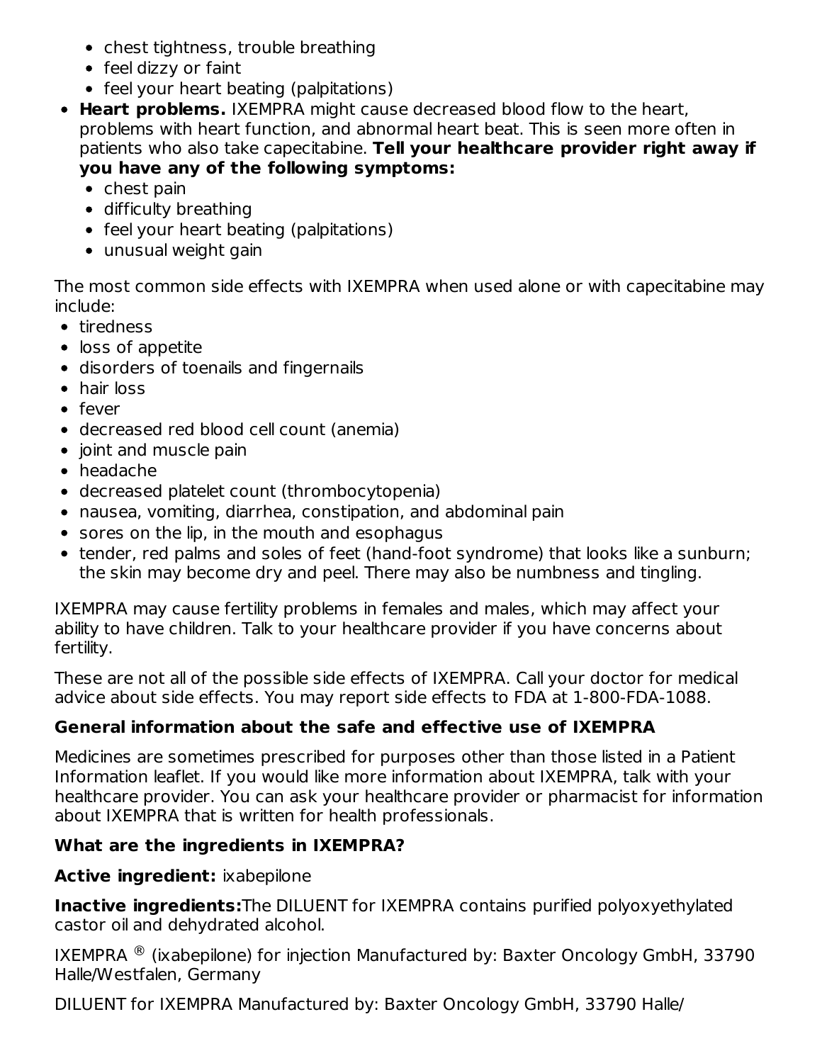- chest tightness, trouble breathing
  - feel dizzy or faint
  - feel your heart beating (palpitations)
- **Heart problems.** IXEMPRA might cause decreased blood flow to the heart, problems with heart function, and abnormal heart beat. This is seen more often in patients who also take capecitabine. **Tell your healthcare provider right away if you have any of the following symptoms:**
  - chest pain
  - difficulty breathing
  - feel your heart beating (palpitations)
  - unusual weight gain

The most common side effects with IXEMPRA when used alone or with capecitabine may include:

- tiredness
- loss of appetite
- disorders of toenails and fingernails
- hair loss
- fever
- decreased red blood cell count (anemia)
- joint and muscle pain
- headache
- decreased platelet count (thrombocytopenia)
- nausea, vomiting, diarrhea, constipation, and abdominal pain
- sores on the lip, in the mouth and esophagus
- tender, red palms and soles of feet (hand-foot syndrome) that looks like a sunburn; the skin may become dry and peel. There may also be numbness and tingling.

IXEMPRA may cause fertility problems in females and males, which may affect your ability to have children. Talk to your healthcare provider if you have concerns about fertility.

These are not all of the possible side effects of IXEMPRA. Call your doctor for medical advice about side effects. You may report side effects to FDA at 1-800-FDA-1088.

**General information about the safe and effective use of IXEMPRA**

Medicines are sometimes prescribed for purposes other than those listed in a Patient Information leaflet. If you would like more information about IXEMPRA, talk with your healthcare provider. You can ask your healthcare provider or pharmacist for information about IXEMPRA that is written for health professionals.

**What are the ingredients in IXEMPRA?**

**Active ingredient:** ixabepilone

**Inactive ingredients:**The DILUENT for IXEMPRA contains purified polyoxyethylated castor oil and dehydrated alcohol.

IXEMPRA ® (ixabepilone) for injection Manufactured by: Baxter Oncology GmbH, 33790 Halle/Westfalen, Germany

DILUENT for IXEMPRA Manufactured by: Baxter Oncology GmbH, 33790 Halle/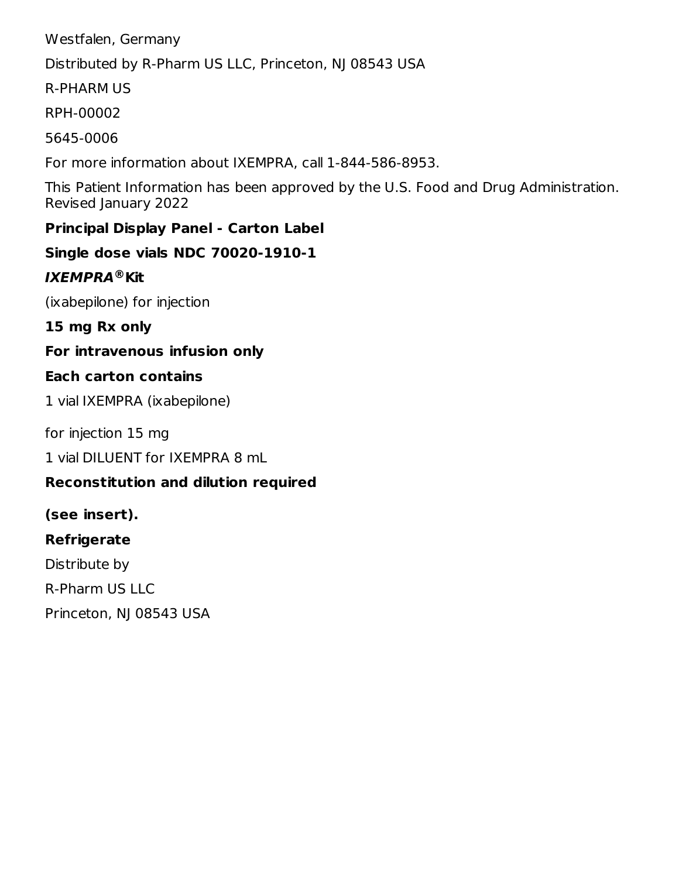Westfalen, Germany

Distributed by R-Pharm US LLC, Princeton, NJ 08543 USA

R-PHARM US

RPH-00002

5645-0006

For more information about IXEMPRA, call 1-844-586-8953.

This Patient Information has been approved by the U.S. Food and Drug Administration.
Revised January 2022

**Principal Display Panel - Carton Label**

**Single dose vials NDC 70020-1910-1**

***IXEMPRA®*** **Kit**

(ixabepilone) for injection

**15 mg Rx only**

**For intravenous infusion only**

**Each carton contains**

1 vial IXEMPRA (ixabepilone)

for injection 15 mg

1 vial DILUENT for IXEMPRA 8 mL

**Reconstitution and dilution required**

**(see insert).**

**Refrigerate**

Distribute by

R-Pharm US LLC

Princeton, NJ 08543 USA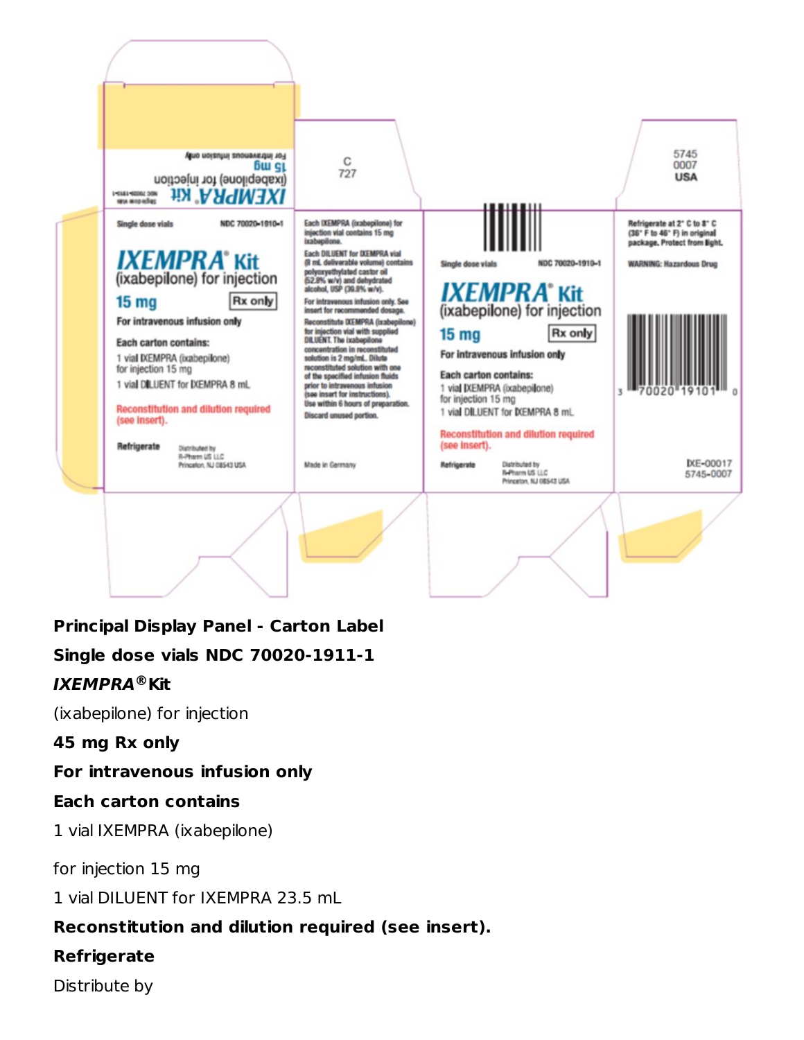Single dose vials NDC 70020-1910-1

**IXEMPRA® Kit**

(ixabepilone) for injection

15 mg Rx only

For intravenous infusion only

Each carton contains:

1 vial IXEMPRA (ixabepilone) for injection 15 mg

1 vial DILUENT for IXEMPRA 8 mL

Reconstitution and dilution required (see insert).

Refrigerate

Distributed by R-Pharm US LLC Princeton, NJ 08543 USA

C 727

Each IXEMPRA (ixabepilone) for injection vial contains 15 mg ixabepilone.

Each DILUENT for IXEMPRA vial (8 mL deliverable volume) contains polyoxyethylated castor oil (52.8% w/v) and dehydrated alcohol, USP (39.8% w/v).

For intravenous infusion only. See insert for recommended dosage.

Reconstitute IXEMPRA (ixabepilone) for injection vial with supplied DILUENT. The ixabepilone concentration in reconstituted solution is 2 mg/mL. Dilute reconstituted solution with one of the specified infusion fluids prior to intravenous infusion (see insert for instructions).

Use within 6 hours of preparation.

Discard unused portion.

Made in Germany

5745 0007 USA

Refrigerate at 2° C to 8° C (36° F to 46° F) in original package. Protect from light.

WARNING: Hazardous Drug

3 70020 19101 0

IXE-00017
5745-0007

**Principal Display Panel - Carton Label**

**Single dose vials NDC 70020-1911-1**

***IXEMPRA®* Kit**

(ixabepilone) for injection

**45 mg Rx only**

**For intravenous infusion only**

**Each carton contains**

1 vial IXEMPRA (ixabepilone)

for injection 15 mg

1 vial DILUENT for IXEMPRA 23.5 mL

**Reconstitution and dilution required (see insert).**

**Refrigerate**

Distribute by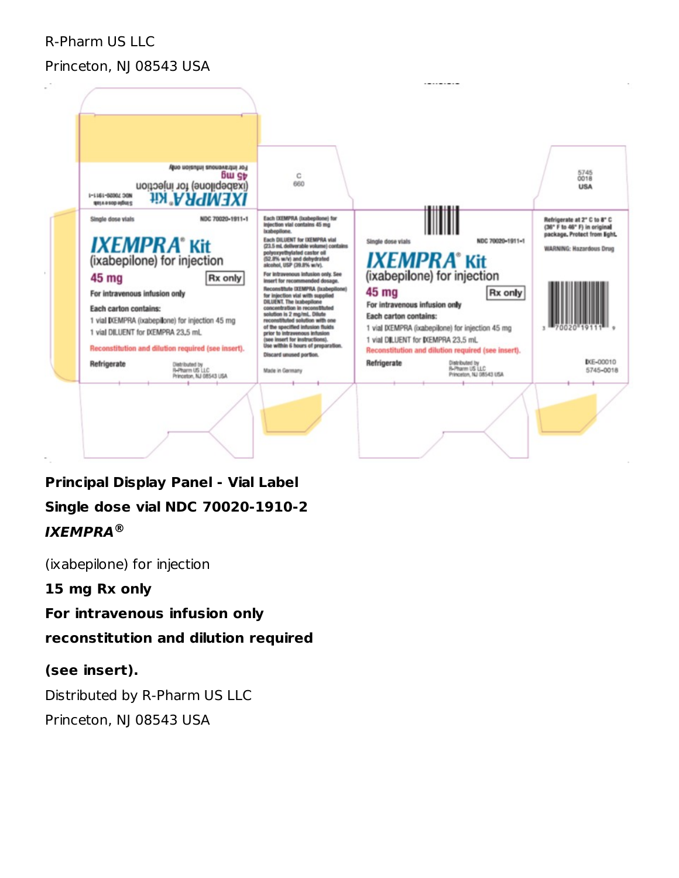R-Pharm US LLC

Princeton, NJ 08543 USA

Single dose vials NDC 70020-1911-1

**IXEMPRA® Kit**

(ixabepilone) for injection

**45 mg** Rx only

For intravenous infusion only

Each carton contains:

1 vial IXEMPRA (ixabepilone) for injection 45 mg

1 vial DILUENT for IXEMPRA 23.5 mL

Reconstitution and dilution required (see insert).

Refrigerate

Distributed by
R-Pharm US LLC
Princeton, NJ 08543 USA

Each IXEMPRA (ixabepilone) for injection vial contains 45 mg ixabepilone.

Each DILUENT for IXEMPRA vial (23.5 mL deliverable volume) contains polyoxyethylated castor oil (52.8% w/v) and dehydrated alcohol, USP (39.8% w/v).

For intravenous infusion only. See insert for recommended dosage.

Reconstitute IXEMPRA (ixabepilone) for injection vial with supplied DILUENT. The ixabepilone concentration in reconstituted solution is 2 mg/mL. Dilute reconstituted solution with one of the specified infusion fluids prior to intravenous infusion (see insert for instructions). Use within 6 hours of preparation.

Discard unused portion.

Made in Germany

Refrigerate at 2° C to 8° C (36° F to 46° F) in original package. Protect from light.

WARNING: Hazardous Drug

IXE-00010
5745-0018

**Principal Display Panel - Vial Label**

**Single dose vial NDC 70020-1910-2**

***IXEMPRA®***

(ixabepilone) for injection

**15 mg Rx only**

**For intravenous infusion only**

**reconstitution and dilution required**

**(see insert).**

Distributed by R-Pharm US LLC

Princeton, NJ 08543 USA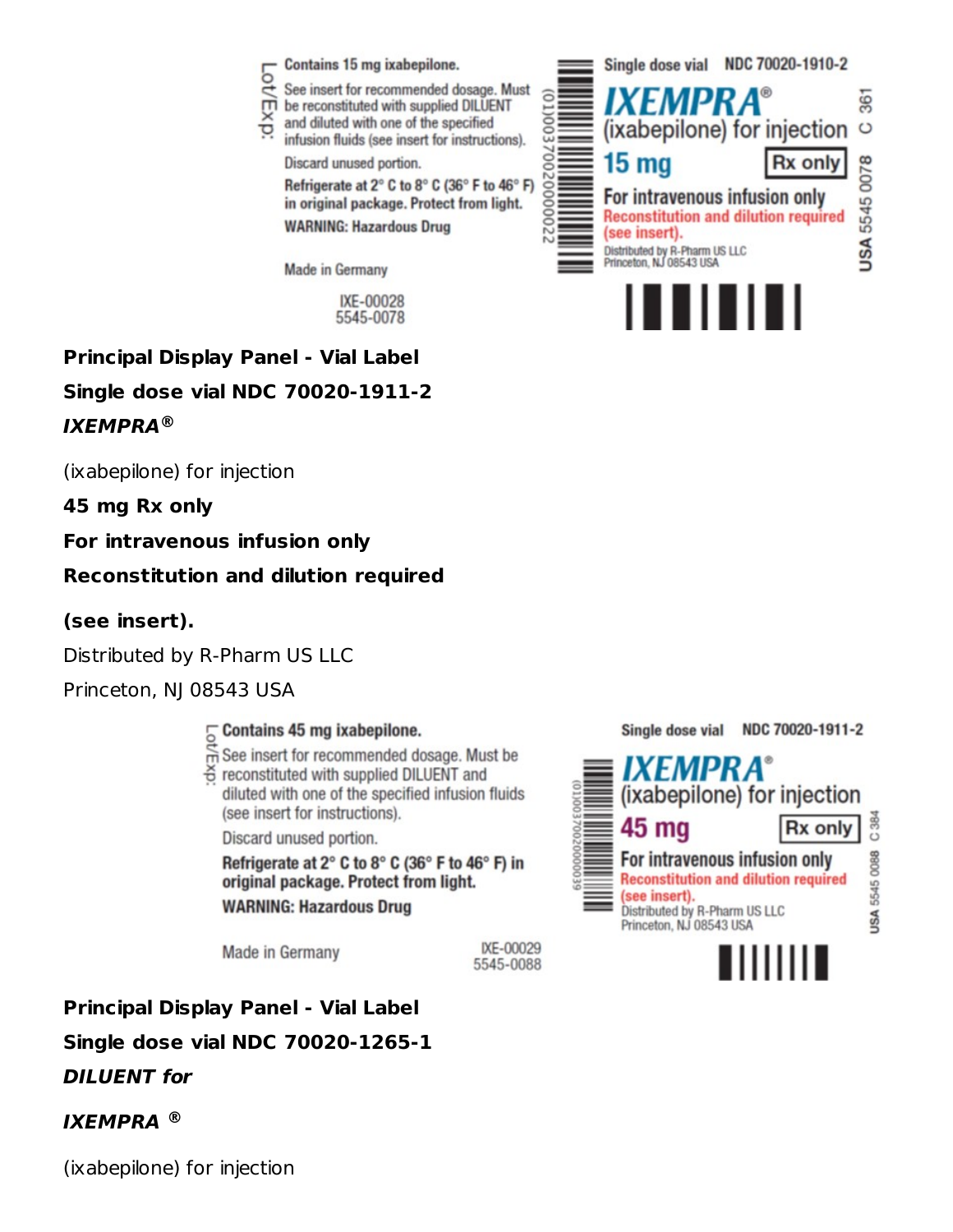Lot/Exp:

Contains 15 mg ixabepilone.

See insert for recommended dosage. Must be reconstituted with supplied DILUENT and diluted with one of the specified infusion fluids (see insert for instructions).

Discard unused portion.

**Refrigerate at 2° C to 8° C (36° F to 46° F) in original package. Protect from light.**

**WARNING: Hazardous Drug**

Made in Germany

IXE-00028
5545-0078

(01)00370020000022

Single dose vial NDC 70020-1910-2

**IXEMPRA®**

(ixabepilone) for injection

**15 mg** Rx only

**For intravenous infusion only**

Reconstitution and dilution required (see insert).

Distributed by R-Pharm US LLC
Princeton, NJ 08543 USA

USA 5545 0078 C 361

**Principal Display Panel - Vial Label**

**Single dose vial NDC 70020-1911-2**

***IXEMPRA®***

(ixabepilone) for injection

**45 mg Rx only**

**For intravenous infusion only**

**Reconstitution and dilution required**

**(see insert).**

Distributed by R-Pharm US LLC

Princeton, NJ 08543 USA

Lot/Exp:

Contains 45 mg ixabepilone.

See insert for recommended dosage. Must be reconstituted with supplied DILUENT and diluted with one of the specified infusion fluids (see insert for instructions).

Discard unused portion.

**Refrigerate at 2° C to 8° C (36° F to 46° F) in original package. Protect from light.**

**WARNING: Hazardous Drug**

Made in Germany

IXE-00029
5545-0088

(01)00370020000039

Single dose vial NDC 70020-1911-2

**IXEMPRA®**

(ixabepilone) for injection

**45 mg** Rx only

**For intravenous infusion only**

Reconstitution and dilution required (see insert).

Distributed by R-Pharm US LLC
Princeton, NJ 08543 USA

USA 5545 0088 C 384

**Principal Display Panel - Vial Label**

**Single dose vial NDC 70020-1265-1**

***DILUENT for***

***IXEMPRA ®***

(ixabepilone) for injection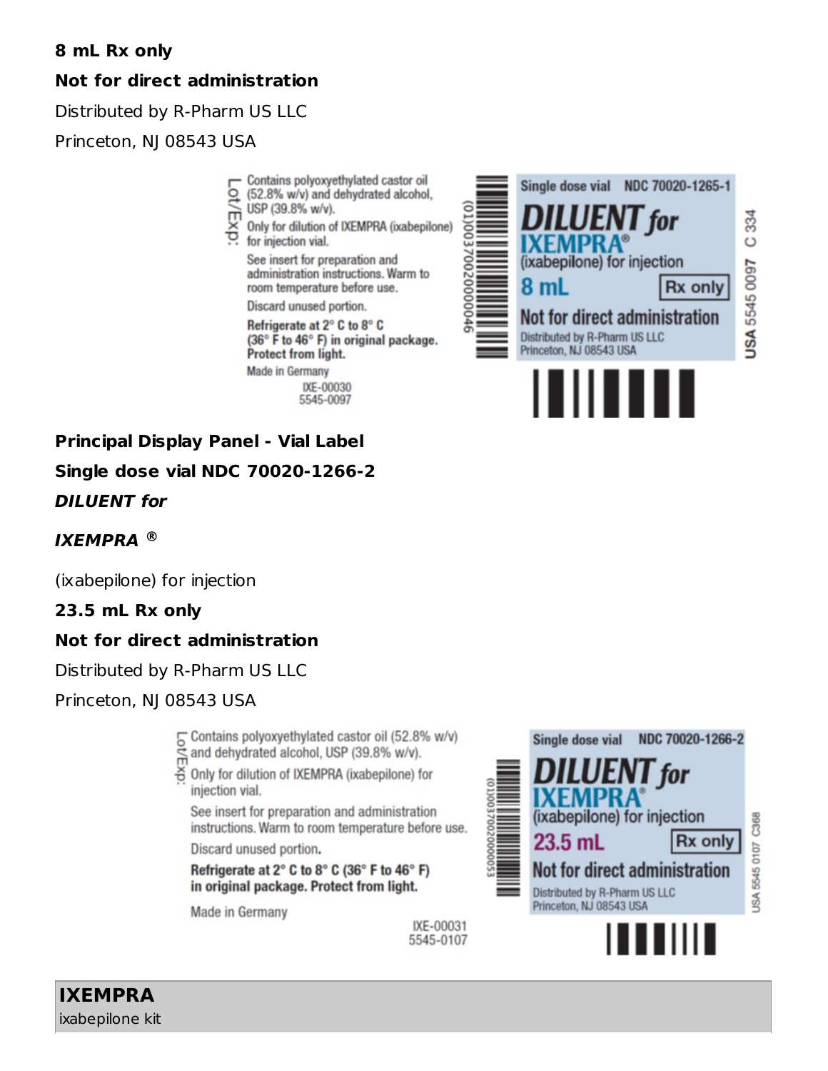**8 mL Rx only**

**Not for direct administration**

Distributed by R-Pharm US LLC

Princeton, NJ 08543 USA

Lot/Exp:

Contains polyoxyethylated castor oil (52.8% w/v) and dehydrated alcohol, USP (39.8% w/v).

Only for dilution of IXEMPRA (ixabepilone) for injection vial.

See insert for preparation and administration instructions. Warm to room temperature before use.

Discard unused portion.

**Refrigerate at 2° C to 8° C (36° F to 46° F) in original package. Protect from light.**

Made in Germany

IXE-00030
5545-0097

(01)00370020000046

Single dose vial NDC 70020-1265-1

**DILUENT for IXEMPRA®** (ixabepilone) for injection

8 mL Rx only

Not for direct administration

Distributed by R-Pharm US LLC
Princeton, NJ 08543 USA

USA 5545 0097 C 334

**Principal Display Panel - Vial Label**

**Single dose vial NDC 70020-1266-2**

***DILUENT for***

***IXEMPRA ®***

(ixabepilone) for injection

**23.5 mL Rx only**

**Not for direct administration**

Distributed by R-Pharm US LLC

Princeton, NJ 08543 USA

Lot/Exp:

Contains polyoxyethylated castor oil (52.8% w/v) and dehydrated alcohol, USP (39.8% w/v).

Only for dilution of IXEMPRA (ixabepilone) for injection vial.

See insert for preparation and administration instructions. Warm to room temperature before use.

Discard unused portion.

**Refrigerate at 2° C to 8° C (36° F to 46° F) in original package. Protect from light.**

Made in Germany

IXE-00031
5545-0107

(01)00370020000053

Single dose vial NDC 70020-1266-2

**DILUENT for IXEMPRA®** (ixabepilone) for injection

23.5 mL Rx only

Not for direct administration

Distributed by R-Pharm US LLC
Princeton, NJ 08543 USA

USA 5545 0107 C368

| **IXEMPRA** |
|---|
| ixabepilone kit |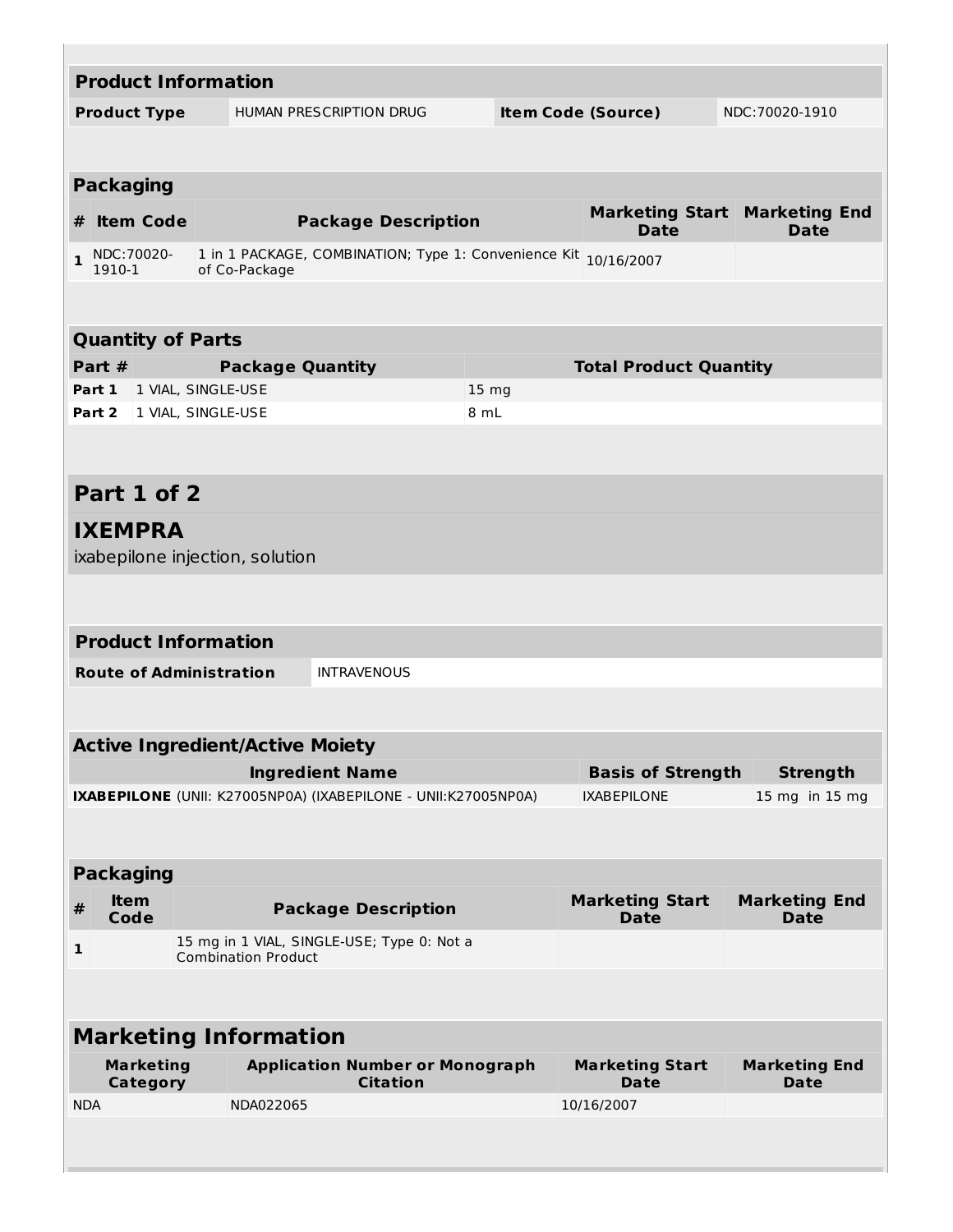| Product Information | | | |
|---|---|---|---|
| **Product Type** | HUMAN PRESCRIPTION DRUG | **Item Code (Source)** | NDC:70020-1910 |

| Packaging | | | | |
|---|---|---|---|---|
| **#** | **Item Code** | **Package Description** | **Marketing Start Date** | **Marketing End Date** |
| 1 | NDC:70020-1910-1 | 1 in 1 PACKAGE, COMBINATION; Type 1: Convenience Kit of Co-Package | 10/16/2007 | |

| Quantity of Parts | | |
|---|---|---|
| **Part #** | **Package Quantity** | **Total Product Quantity** |
| **Part 1** | 1 VIAL, SINGLE-USE | 15 mg |
| **Part 2** | 1 VIAL, SINGLE-USE | 8 mL |

## Part 1 of 2

## IXEMPRA

ixabepilone injection, solution

| Product Information | |
|---|---|
| **Route of Administration** | INTRAVENOUS |

| Active Ingredient/Active Moiety | | |
|---|---|---|
| **Ingredient Name** | **Basis of Strength** | **Strength** |
| **IXABEPILONE** (UNII: K27005NP0A) (IXABEPILONE - UNII:K27005NP0A) | IXABEPILONE | 15 mg in 15 mg |

| Packaging | | | | |
|---|---|---|---|---|
| **#** | **Item Code** | **Package Description** | **Marketing Start Date** | **Marketing End Date** |
| 1 | | 15 mg in 1 VIAL, SINGLE-USE; Type 0: Not a Combination Product | | |

| Marketing Information | | | |
|---|---|---|---|
| **Marketing Category** | **Application Number or Monograph Citation** | **Marketing Start Date** | **Marketing End Date** |
| NDA | NDA022065 | 10/16/2007 | |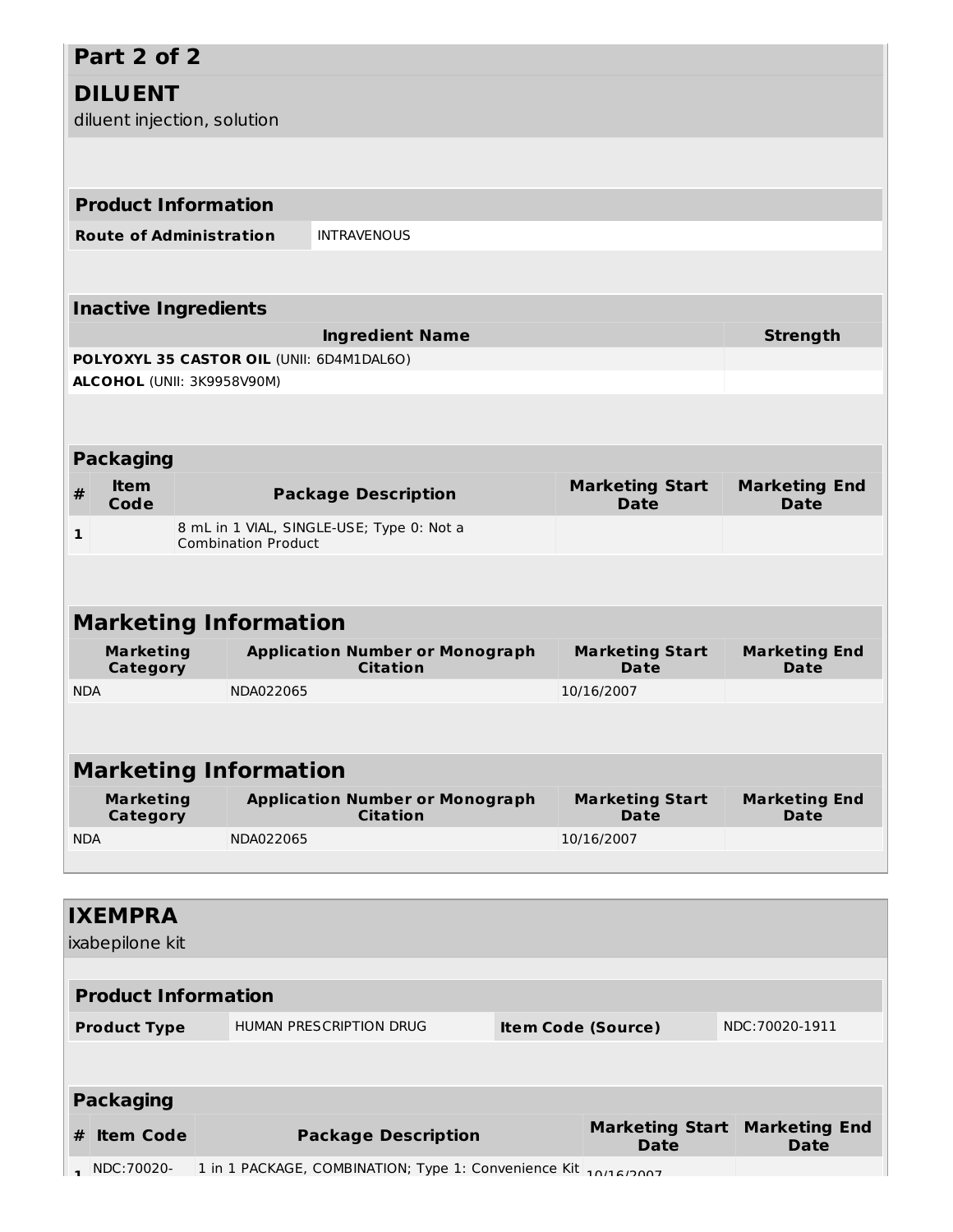## Part 2 of 2

## DILUENT

diluent injection, solution

| Product Information | |
|---|---|
| **Route of Administration** | INTRAVENOUS |

| Inactive Ingredients | |
|---|---|
| **Ingredient Name** | **Strength** |
| **POLYOXYL 35 CASTOR OIL** (UNII: 6D4M1DAL6O) | |
| **ALCOHOL** (UNII: 3K9958V90M) | |

**Packaging**

| # | Item Code | Package Description | Marketing Start Date | Marketing End Date |
|---|---|---|---|---|
| 1 | | 8 mL in 1 VIAL, SINGLE-USE; Type 0: Not a Combination Product | | |

**Marketing Information**

| Marketing Category | Application Number or Monograph Citation | Marketing Start Date | Marketing End Date |
|---|---|---|---|
| NDA | NDA022065 | 10/16/2007 | |

**Marketing Information**

| Marketing Category | Application Number or Monograph Citation | Marketing Start Date | Marketing End Date |
|---|---|---|---|
| NDA | NDA022065 | 10/16/2007 | |

## IXEMPRA

ixabepilone kit

| Product Information | | | |
|---|---|---|---|
| **Product Type** | HUMAN PRESCRIPTION DRUG | **Item Code (Source)** | NDC:70020-1911 |

**Packaging**

| # | Item Code | Package Description | Marketing Start Date | Marketing End Date |
|---|---|---|---|---|
| 1 | NDC:70020- | 1 in 1 PACKAGE, COMBINATION; Type 1: Convenience Kit | 10/16/2007 | |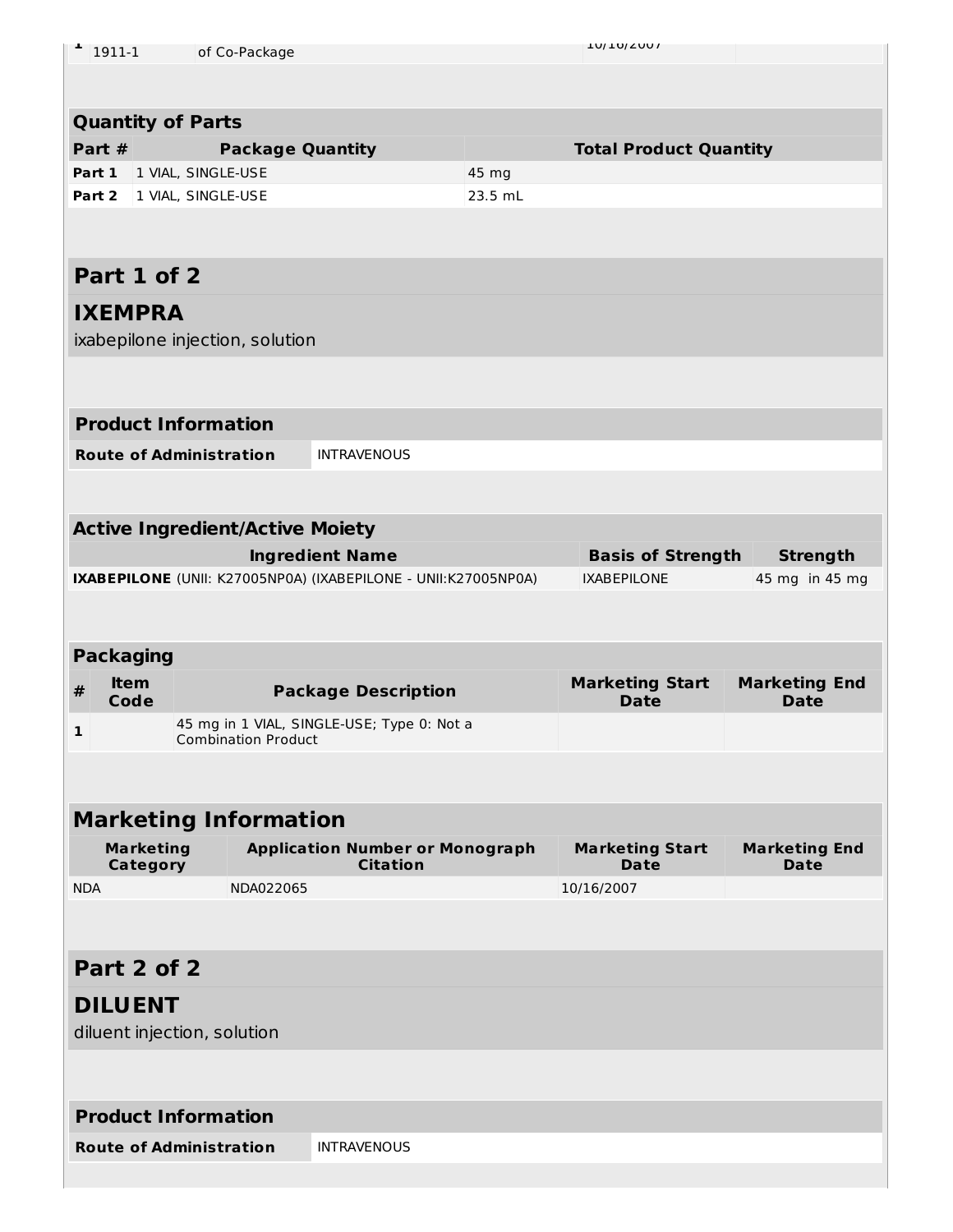| 1 | 1911-1 | of Co-Package | | 10/16/2007 | |
|---|---|---|---|---|---|

## Quantity of Parts

| Part # | Package Quantity | Total Product Quantity |
|---|---|---|
| Part 1 | 1 VIAL, SINGLE-USE | 45 mg |
| Part 2 | 1 VIAL, SINGLE-USE | 23.5 mL |

# Part 1 of 2

## IXEMPRA

ixabepilone injection, solution

### Product Information

| Route of Administration | INTRAVENOUS |
|---|---|

### Active Ingredient/Active Moiety

| Ingredient Name | Basis of Strength | Strength |
|---|---|---|
| **IXABEPILONE** (UNII: K27005NP0A) (IXABEPILONE - UNII:K27005NP0A) | IXABEPILONE | 45 mg in 45 mg |

### Packaging

| # | Item Code | Package Description | Marketing Start Date | Marketing End Date |
|---|---|---|---|---|
| 1 | | 45 mg in 1 VIAL, SINGLE-USE; Type 0: Not a Combination Product | | |

### Marketing Information

| Marketing Category | Application Number or Monograph Citation | Marketing Start Date | Marketing End Date |
|---|---|---|---|
| NDA | NDA022065 | 10/16/2007 | |

# Part 2 of 2

## DILUENT

diluent injection, solution

### Product Information

| Route of Administration | INTRAVENOUS |
|---|---|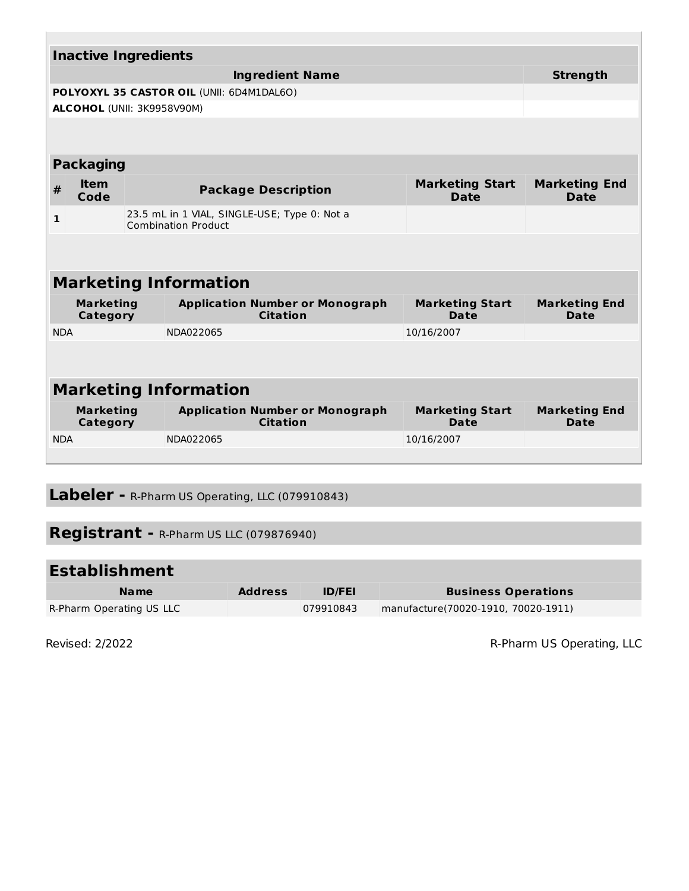| Inactive Ingredients | |
|---|---|
| **Ingredient Name** | **Strength** |
| **POLYOXYL 35 CASTOR OIL** (UNII: 6D4M1DAL6O) | |
| **ALCOHOL** (UNII: 3K9958V90M) | |

| Packaging | | | | |
|---|---|---|---|---|
| **#** | **Item Code** | **Package Description** | **Marketing Start Date** | **Marketing End Date** |
| 1 | | 23.5 mL in 1 VIAL, SINGLE-USE; Type 0: Not a Combination Product | | |

| Marketing Information | | | |
|---|---|---|---|
| **Marketing Category** | **Application Number or Monograph Citation** | **Marketing Start Date** | **Marketing End Date** |
| NDA | NDA022065 | 10/16/2007 | |

| Marketing Information | | | |
|---|---|---|---|
| **Marketing Category** | **Application Number or Monograph Citation** | **Marketing Start Date** | **Marketing End Date** |
| NDA | NDA022065 | 10/16/2007 | |

**Labeler -** R-Pharm US Operating, LLC (079910843)

**Registrant -** R-Pharm US LLC (079876940)

| Establishment | | | |
|---|---|---|---|
| **Name** | **Address** | **ID/FEI** | **Business Operations** |
| R-Pharm Operating US LLC | | 079910843 | manufacture(70020-1910, 70020-1911) |

Revised: 2/2022

R-Pharm US Operating, LLC